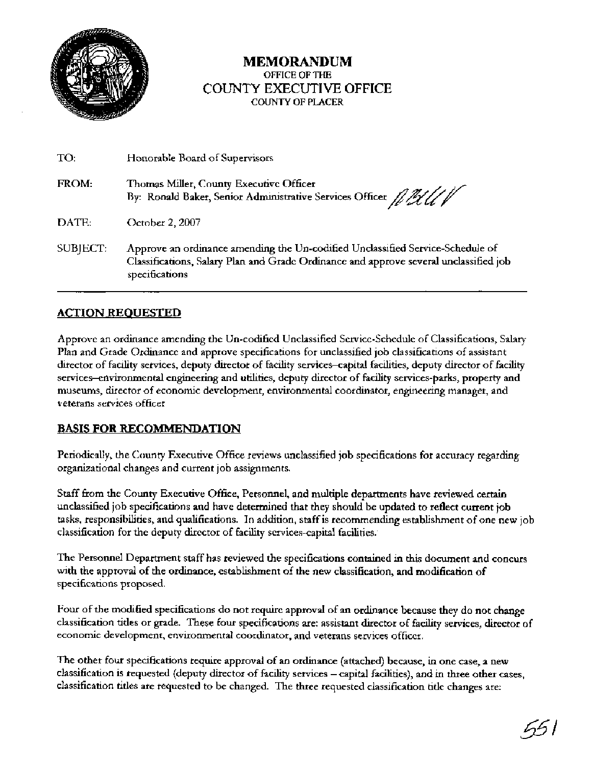# MEMORANDUM
OFFICE OF THE
COUNTY EXECUTIVE OFFICE
COUNTY OF PLACER

TO: Honorable Board of Supervisors

FROM: Thomas Miller, County Executive Officer
By: Ronald Baker, Senior Administrative Services Officer

DATE: October 2, 2007

SUBJECT: Approve an ordinance amending the Un-codified Unclassified Service-Schedule of Classifications, Salary Plan and Grade Ordinance and approve several unclassified job specifications

---

## ACTION REQUESTED

Approve an ordinance amending the Un-codified Unclassified Service-Schedule of Classifications, Salary Plan and Grade Ordinance and approve specifications for unclassified job classifications of assistant director of facility services, deputy director of facility services–capital facilities, deputy director of facility services–environmental engineering and utilities, deputy director of facility services-parks, property and museums, director of economic development, environmental coordinator, engineering manager, and veterans services officer

## BASIS FOR RECOMMENDATION

Periodically, the County Executive Office reviews unclassified job specifications for accuracy regarding organizational changes and current job assignments.

Staff from the County Executive Office, Personnel, and multiple departments have reviewed certain unclassified job specifications and have determined that they should be updated to reflect current job tasks, responsibilities, and qualifications. In addition, staff is recommending establishment of one new job classification for the deputy director of facility services-capital facilities.

The Personnel Department staff has reviewed the specifications contained in this document and concurs with the approval of the ordinance, establishment of the new classification, and modification of specifications proposed.

Four of the modified specifications do not require approval of an ordinance because they do not change classification titles or grade. These four specifications are: assistant director of facility services, director of economic development, environmental coordinator, and veterans services officer.

The other four specifications require approval of an ordinance (attached) because, in one case, a new classification is requested (deputy director of facility services – capital facilities), and in three other cases, classification titles are requested to be changed. The three requested classification title changes are: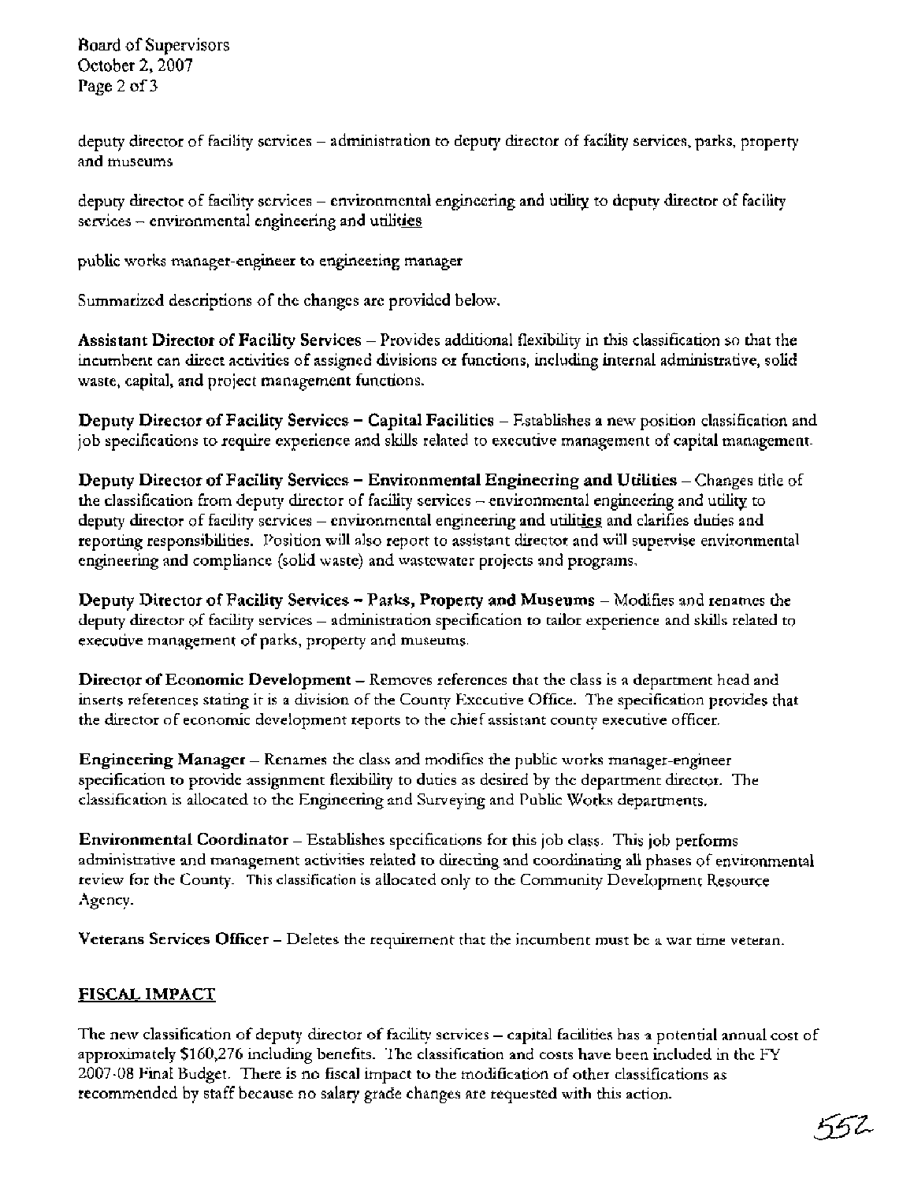deputy director of facility services – administration to deputy director of facility services, parks, property and museums

deputy director of facility services – environmental engineering and utility to deputy director of facility services – environmental engineering and util<u>ities</u>

public works manager-engineer to engineering manager

Summarized descriptions of the changes are provided below.

**Assistant Director of Facility Services** – Provides additional flexibility in this classification so that the incumbent can direct activities of assigned divisions or functions, including internal administrative, solid waste, capital, and project management functions.

**Deputy Director of Facility Services – Capital Facilities** – Establishes a new position classification and job specifications to require experience and skills related to executive management of capital management.

**Deputy Director of Facility Services – Environmental Engineering and Utilities** – Changes title of the classification from deputy director of facility services – environmental engineering and utility to deputy director of facility services – environmental engineering and util<u>ities</u> and clarifies duties and reporting responsibilities. Position will also report to assistant director and will supervise environmental engineering and compliance (solid waste) and wastewater projects and programs.

**Deputy Director of Facility Services – Parks, Property and Museums** – Modifies and renames the deputy director of facility services – administration specification to tailor experience and skills related to executive management of parks, property and museums.

**Director of Economic Development** – Removes references that the class is a department head and inserts references stating it is a division of the County Executive Office. The specification provides that the director of economic development reports to the chief assistant county executive officer.

**Engineering Manager** – Renames the class and modifies the public works manager-engineer specification to provide assignment flexibility to duties as desired by the department director. The classification is allocated to the Engineering and Surveying and Public Works departments.

**Environmental Coordinator** – Establishes specifications for this job class. This job performs administrative and management activities related to directing and coordinating all phases of environmental review for the County. This classification is allocated only to the Community Development Resource Agency.

**Veterans Services Officer** – Deletes the requirement that the incumbent must be a war time veteran.

## FISCAL IMPACT

The new classification of deputy director of facility services – capital facilities has a potential annual cost of approximately $160,276 including benefits. The classification and costs have been included in the FY 2007-08 Final Budget. There is no fiscal impact to the modification of other classifications as recommended by staff because no salary grade changes are requested with this action.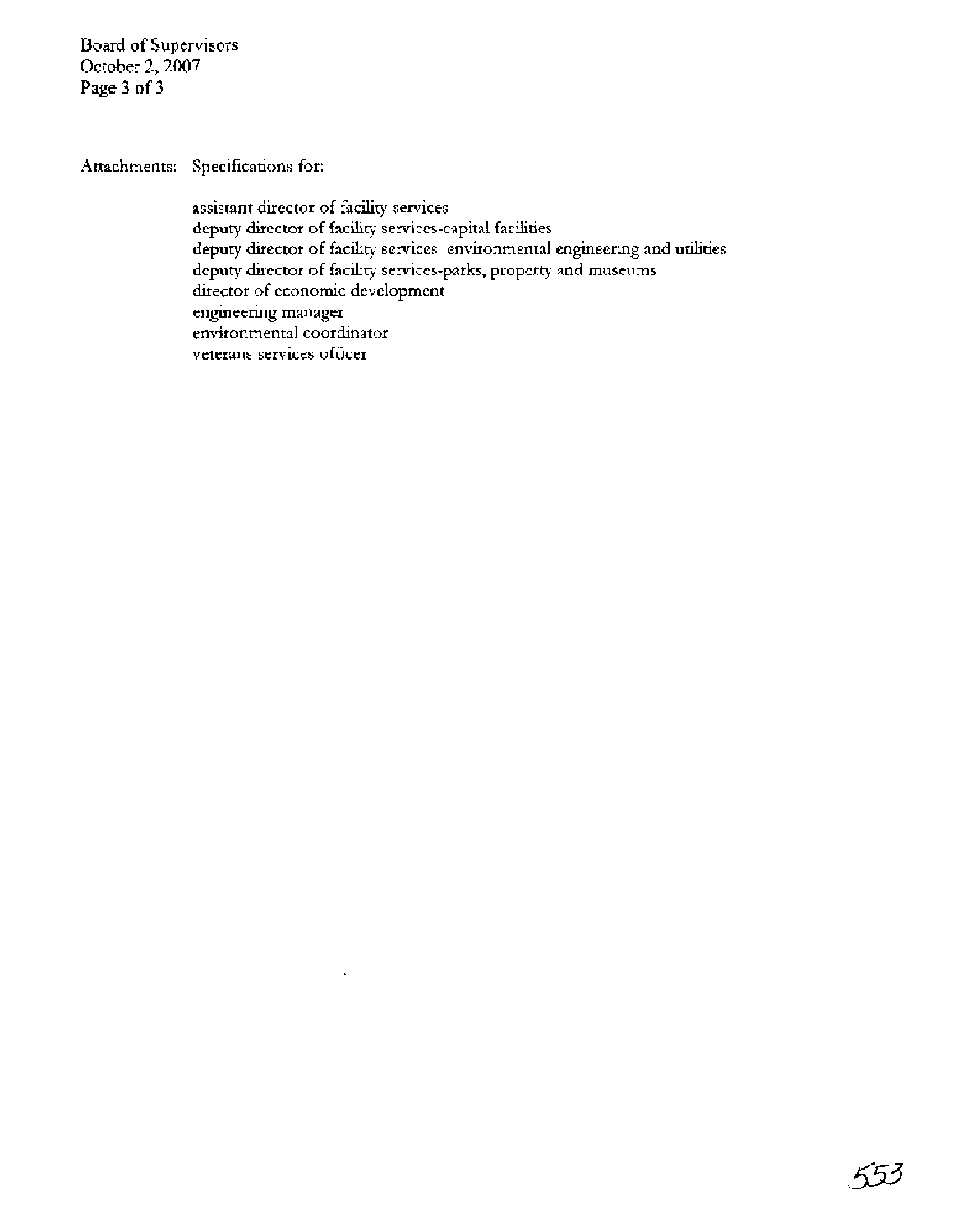Attachments: Specifications for:

assistant director of facility services
deputy director of facility services-capital facilities
deputy director of facility services–environmental engineering and utilities
deputy director of facility services-parks, property and museums
director of economic development
engineering manager
environmental coordinator
veterans services officer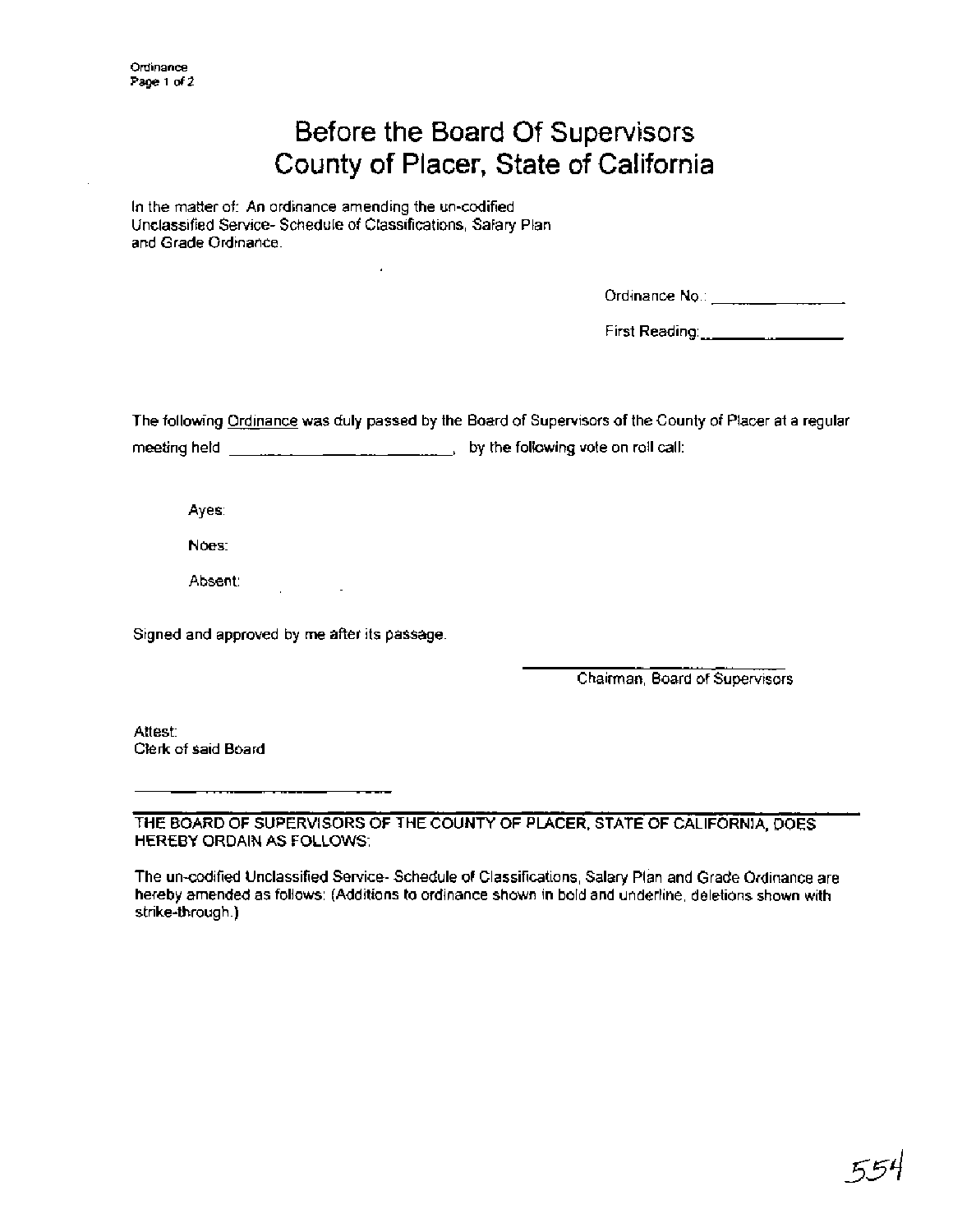# Before the Board Of Supervisors
# County of Placer, State of California

In the matter of: An ordinance amending the un-codified Unclassified Service- Schedule of Classifications, Salary Plan and Grade Ordinance.

Ordinance No.: _______________

First Reading: _______________

The following Ordinance was duly passed by the Board of Supervisors of the County of Placer at a regular meeting held ___________________________, by the following vote on roll call:

Ayes:

Noes:

Absent:

Signed and approved by me after its passage.

_______________________
Chairman, Board of Supervisors

Attest:
Clerk of said Board

_______________________

**THE BOARD OF SUPERVISORS OF THE COUNTY OF PLACER, STATE OF CALIFORNIA, DOES HEREBY ORDAIN AS FOLLOWS:**

The un-codified Unclassified Service- Schedule of Classifications, Salary Plan and Grade Ordinance are hereby amended as follows: (Additions to ordinance shown in bold and underline, deletions shown with strike-through.)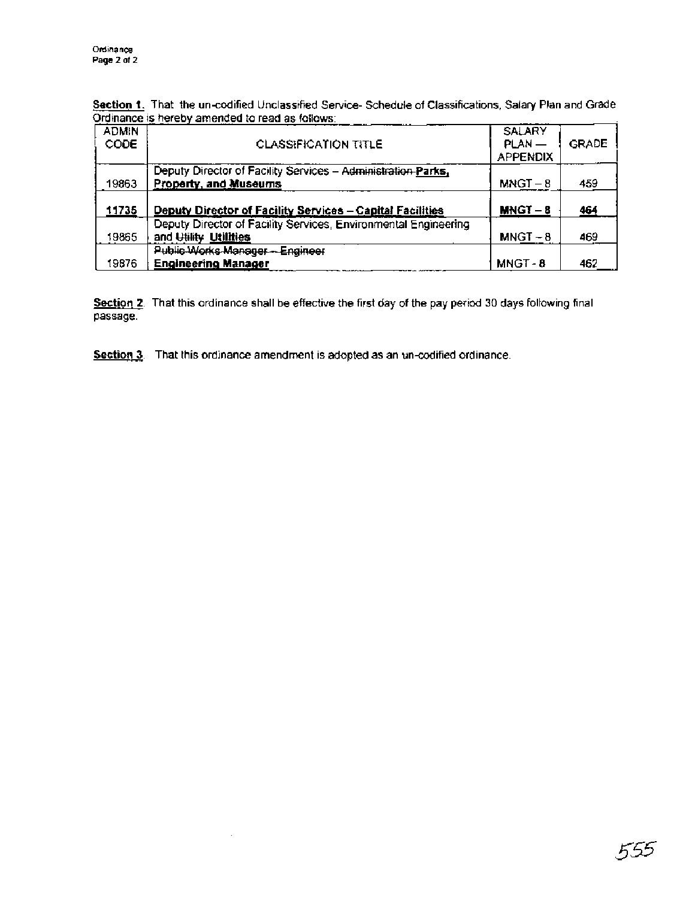**Section 1.** That the un-codified Unclassified Service- Schedule of Classifications, Salary Plan and Grade Ordinance is hereby amended to read as follows:

| ADMIN CODE | CLASSIFICATION TITLE | SALARY PLAN — APPENDIX | GRADE |
|---|---|---|---|
| 19863 | Deputy Director of Facility Services – ~~Administration~~ **Parks, Property, and Museums** | MNGT – 8 | 459 |
| **11735** | **Deputy Director of Facility Services – Capital Facilities** | **MNGT – 8** | **464** |
| 19865 | Deputy Director of Facility Services, Environmental Engineering and ~~Utility~~ **Utilities** | MNGT – 8 | 469 |
| 19876 | ~~Public Works Manager – Engineer~~ **Engineering Manager** | MNGT - 8 | 462 |

**Section 2**. That this ordinance shall be effective the first day of the pay period 30 days following final passage.

**Section 3**. That this ordinance amendment is adopted as an un-codified ordinance.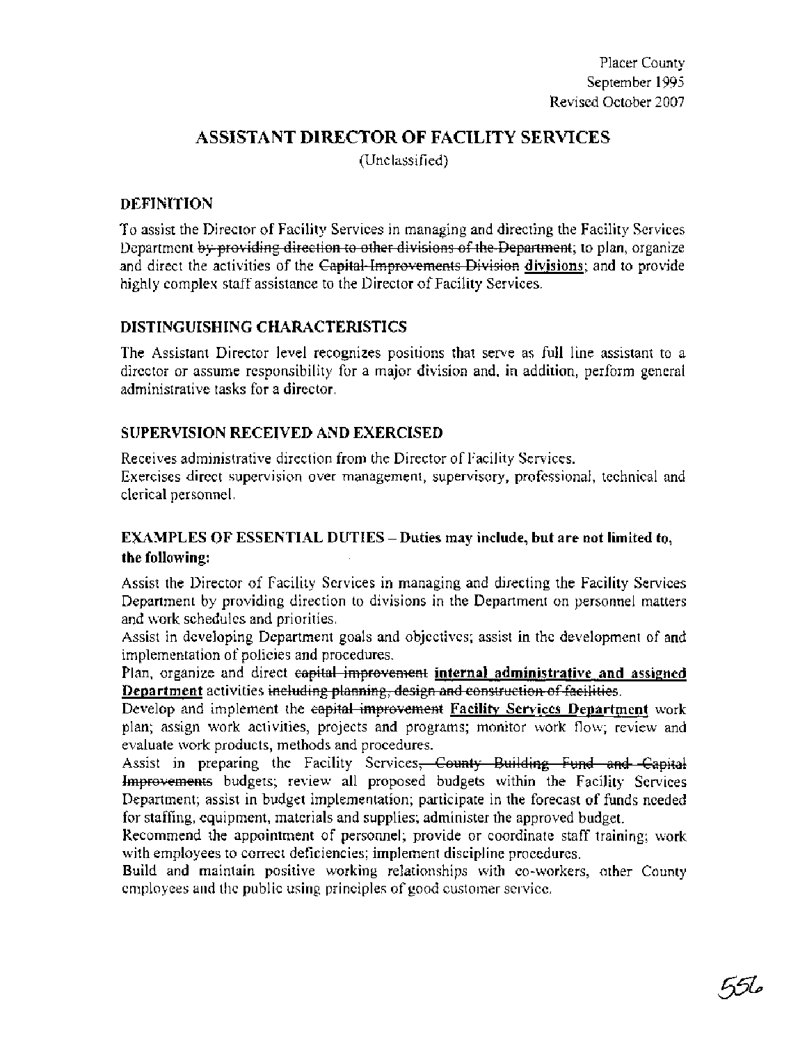Placer County
September 1995
Revised October 2007

# ASSISTANT DIRECTOR OF FACILITY SERVICES

(Unclassified)

## DEFINITION

To assist the Director of Facility Services in managing and directing the Facility Services Department ~~by providing direction to other divisions of the Department~~; to plan, organize and direct the activities of the ~~Capital Improvements Division~~ **divisions**; and to provide highly complex staff assistance to the Director of Facility Services.

## DISTINGUISHING CHARACTERISTICS

The Assistant Director level recognizes positions that serve as full line assistant to a director or assume responsibility for a major division and, in addition, perform general administrative tasks for a director.

## SUPERVISION RECEIVED AND EXERCISED

Receives administrative direction from the Director of Facility Services.
Exercises direct supervision over management, supervisory, professional, technical and clerical personnel.

## EXAMPLES OF ESSENTIAL DUTIES – Duties may include, but are not limited to, the following:

Assist the Director of Facility Services in managing and directing the Facility Services Department by providing direction to divisions in the Department on personnel matters and work schedules and priorities.

Assist in developing Department goals and objectives; assist in the development of and implementation of policies and procedures.

Plan, organize and direct ~~capital improvement~~ **internal administrative and assigned Department** activities ~~including planning, design and construction of facilities~~.

Develop and implement the ~~capital improvement~~ **Facility Services Department** work plan; assign work activities, projects and programs; monitor work flow; review and evaluate work products, methods and procedures.

Assist in preparing the Facility Services~~, County Building Fund and Capital Improvements~~ budgets; review all proposed budgets within the Facility Services Department; assist in budget implementation; participate in the forecast of funds needed for staffing, equipment, materials and supplies; administer the approved budget.

Recommend the appointment of personnel; provide or coordinate staff training; work with employees to correct deficiencies; implement discipline procedures.

Build and maintain positive working relationships with co-workers, other County employees and the public using principles of good customer service.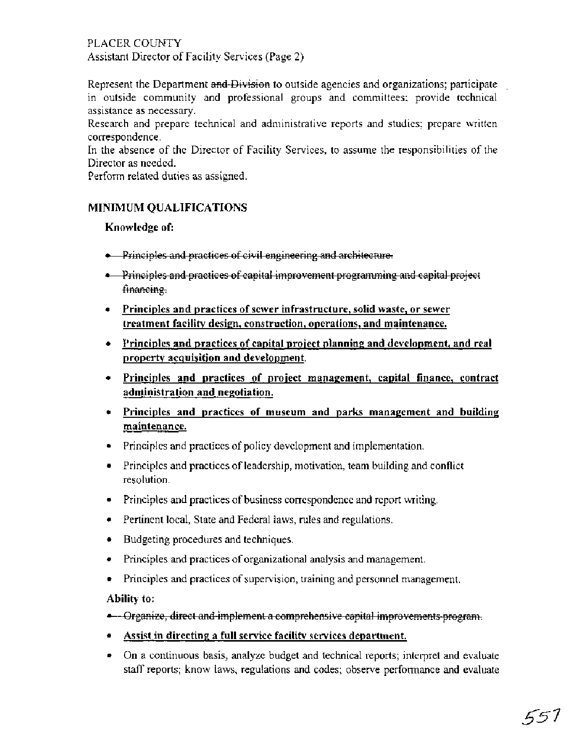Represent the Department ~~and Division~~ to outside agencies and organizations; participate in outside community and professional groups and committees; provide technical assistance as necessary.

Research and prepare technical and administrative reports and studies; prepare written correspondence.

In the absence of the Director of Facility Services, to assume the responsibilities of the Director as needed.

Perform related duties as assigned.

## MINIMUM QUALIFICATIONS

### Knowledge of:

- ~~Principles and practices of civil engineering and architecture.~~
- ~~Principles and practices of capital improvement programming and capital project financing.~~
- **<u>Principles and practices of sewer infrastructure, solid waste, or sewer treatment facility design, construction, operations, and maintenance.</u>**
- **<u>Principles and practices of capital project planning and development, and real property acquisition and development.</u>**
- **<u>Principles and practices of project management, capital finance, contract administration and negotiation.</u>**
- **<u>Principles and practices of museum and parks management and building maintenance.</u>**
- Principles and practices of policy development and implementation.
- Principles and practices of leadership, motivation, team building and conflict resolution.
- Principles and practices of business correspondence and report writing.
- Pertinent local, State and Federal laws, rules and regulations.
- Budgeting procedures and techniques.
- Principles and practices of organizational analysis and management.
- Principles and practices of supervision, training and personnel management.

### Ability to:

- ~~Organize, direct and implement a comprehensive capital improvements program.~~
- **<u>Assist in directing a full service facility services department.</u>**
- On a continuous basis, analyze budget and technical reports; interpret and evaluate staff reports; know laws, regulations and codes; observe performance and evaluate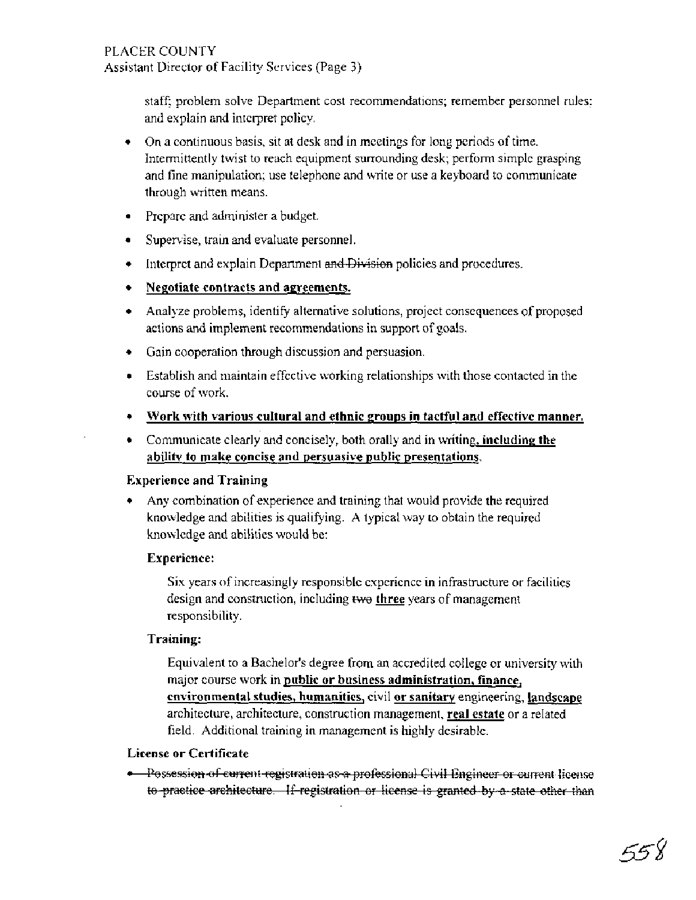staff; problem solve Department cost recommendations; remember personnel rules; and explain and interpret policy.

- On a continuous basis, sit at desk and in meetings for long periods of time. Intermittently twist to reach equipment surrounding desk; perform simple grasping and fine manipulation; use telephone and write or use a keyboard to communicate through written means.
- Prepare and administer a budget.
- Supervise, train and evaluate personnel.
- Interpret and explain Department ~~and Division~~ policies and procedures.
- <u>**Negotiate contracts and agreements.**</u>
- Analyze problems, identify alternative solutions, project consequences of proposed actions and implement recommendations in support of goals.
- Gain cooperation through discussion and persuasion.
- Establish and maintain effective working relationships with those contacted in the course of work.
- <u>**Work with various cultural and ethnic groups in tactful and effective manner.**</u>
- Communicate clearly and concisely, both orally and in writing<u>**, including the ability to make concise and persuasive public presentations**</u>.

**Experience and Training**

- Any combination of experience and training that would provide the required knowledge and abilities is qualifying. A typical way to obtain the required knowledge and abilities would be:

  **Experience:**

  Six years of increasingly responsible experience in infrastructure or facilities design and construction, including ~~two~~ <u>**three**</u> years of management responsibility.

  **Training:**

  Equivalent to a Bachelor's degree from an accredited college or university with major course work in <u>**public or business administration, finance, environmental studies, humanities,**</u> civil <u>**or sanitary**</u> engineering, <u>**landscape**</u> architecture, architecture, construction management, <u>**real estate**</u> or a related field. Additional training in management is highly desirable.

**License or Certificate**

- ~~Possession of current registration as a professional Civil Engineer or current license to practice architecture. If registration or license is granted by a state other than~~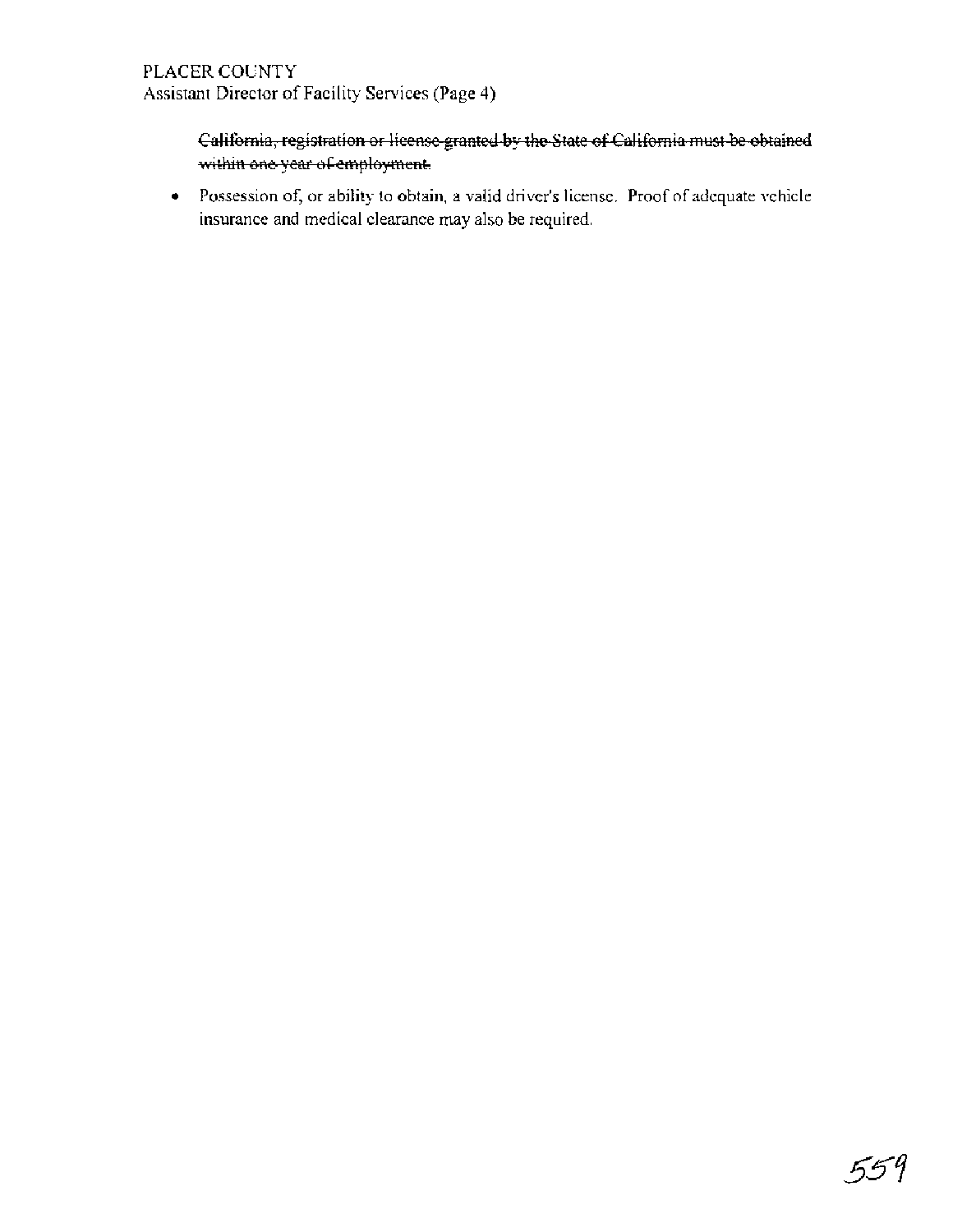~~California, registration or license granted by the State of California must be obtained within one year of employment.~~

- Possession of, or ability to obtain, a valid driver's license. Proof of adequate vehicle insurance and medical clearance may also be required.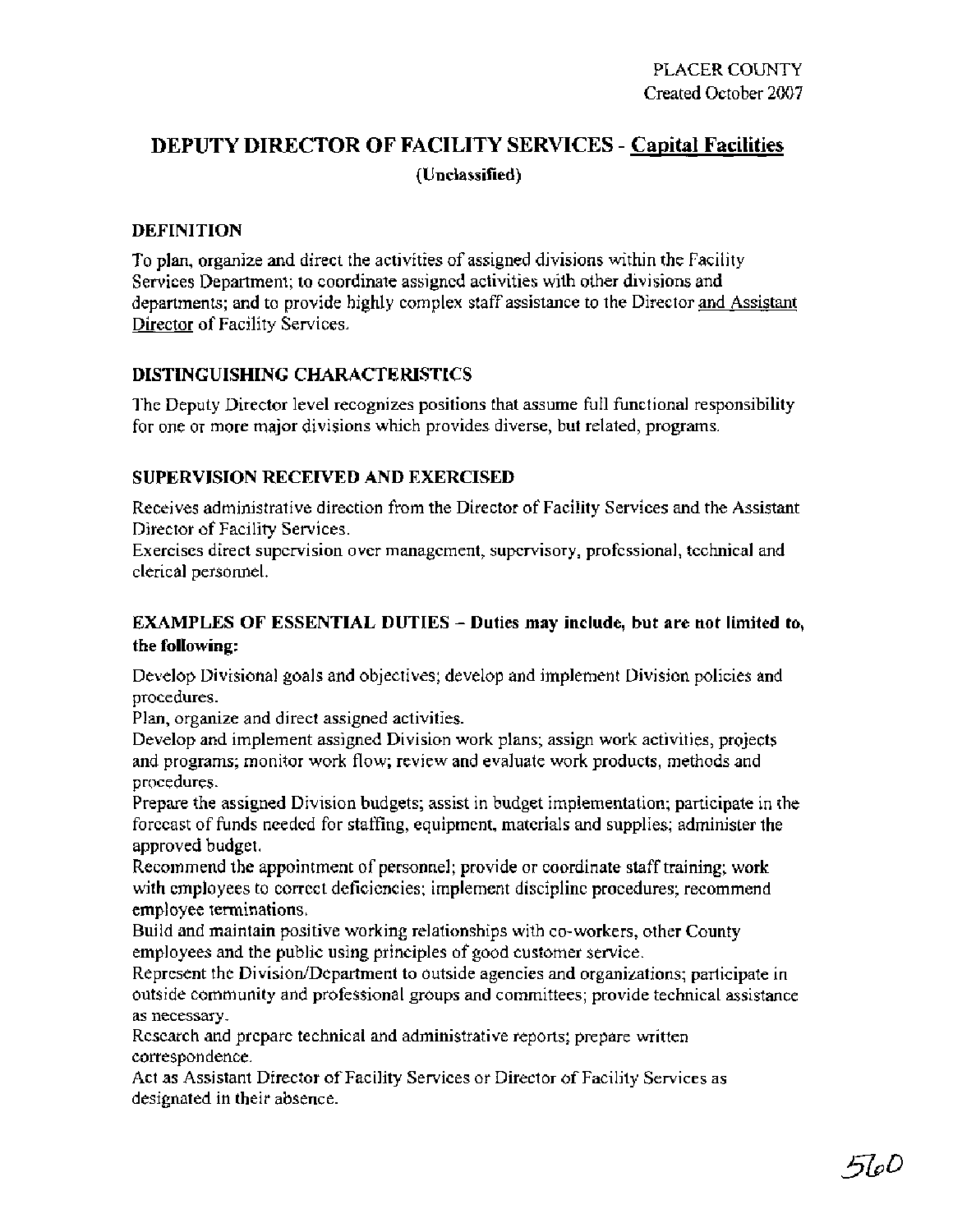PLACER COUNTY
Created October 2007

# DEPUTY DIRECTOR OF FACILITY SERVICES - Capital Facilities

**(Unclassified)**

## DEFINITION

To plan, organize and direct the activities of assigned divisions within the Facility Services Department; to coordinate assigned activities with other divisions and departments; and to provide highly complex staff assistance to the Director and Assistant Director of Facility Services.

## DISTINGUISHING CHARACTERISTICS

The Deputy Director level recognizes positions that assume full functional responsibility for one or more major divisions which provides diverse, but related, programs.

## SUPERVISION RECEIVED AND EXERCISED

Receives administrative direction from the Director of Facility Services and the Assistant Director of Facility Services.
Exercises direct supervision over management, supervisory, professional, technical and clerical personnel.

## EXAMPLES OF ESSENTIAL DUTIES – Duties may include, but are not limited to, the following:

Develop Divisional goals and objectives; develop and implement Division policies and procedures.
Plan, organize and direct assigned activities.
Develop and implement assigned Division work plans; assign work activities, projects and programs; monitor work flow; review and evaluate work products, methods and procedures.
Prepare the assigned Division budgets; assist in budget implementation; participate in the forecast of funds needed for staffing, equipment, materials and supplies; administer the approved budget.
Recommend the appointment of personnel; provide or coordinate staff training; work with employees to correct deficiencies; implement discipline procedures; recommend employee terminations.
Build and maintain positive working relationships with co-workers, other County employees and the public using principles of good customer service.
Represent the Division/Department to outside agencies and organizations; participate in outside community and professional groups and committees; provide technical assistance as necessary.
Research and prepare technical and administrative reports; prepare written correspondence.
Act as Assistant Director of Facility Services or Director of Facility Services as designated in their absence.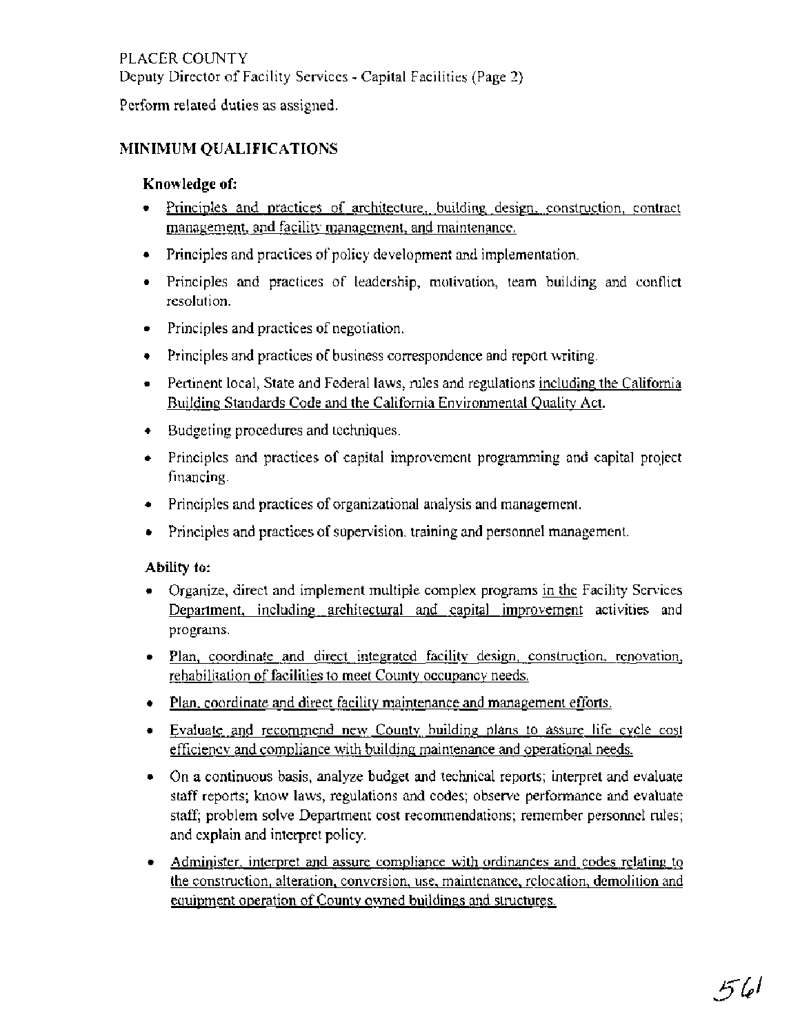Perform related duties as assigned.

## MINIMUM QUALIFICATIONS

### Knowledge of:

- Principles and practices of architecture, building design, construction, contract management, and facility management, and maintenance.
- Principles and practices of policy development and implementation.
- Principles and practices of leadership, motivation, team building and conflict resolution.
- Principles and practices of negotiation.
- Principles and practices of business correspondence and report writing.
- Pertinent local, State and Federal laws, rules and regulations including the California Building Standards Code and the California Environmental Quality Act.
- Budgeting procedures and techniques.
- Principles and practices of capital improvement programming and capital project financing.
- Principles and practices of organizational analysis and management.
- Principles and practices of supervision, training and personnel management.

### Ability to:

- Organize, direct and implement multiple complex programs in the Facility Services Department, including architectural and capital improvement activities and programs.
- Plan, coordinate and direct integrated facility design, construction, renovation, rehabilitation of facilities to meet County occupancy needs.
- Plan, coordinate and direct facility maintenance and management efforts.
- Evaluate and recommend new County building plans to assure life cycle cost efficiency and compliance with building maintenance and operational needs.
- On a continuous basis, analyze budget and technical reports; interpret and evaluate staff reports; know laws, regulations and codes; observe performance and evaluate staff; problem solve Department cost recommendations; remember personnel rules; and explain and interpret policy.
- Administer, interpret and assure compliance with ordinances and codes relating to the construction, alteration, conversion, use, maintenance, relocation, demolition and equipment operation of County owned buildings and structures.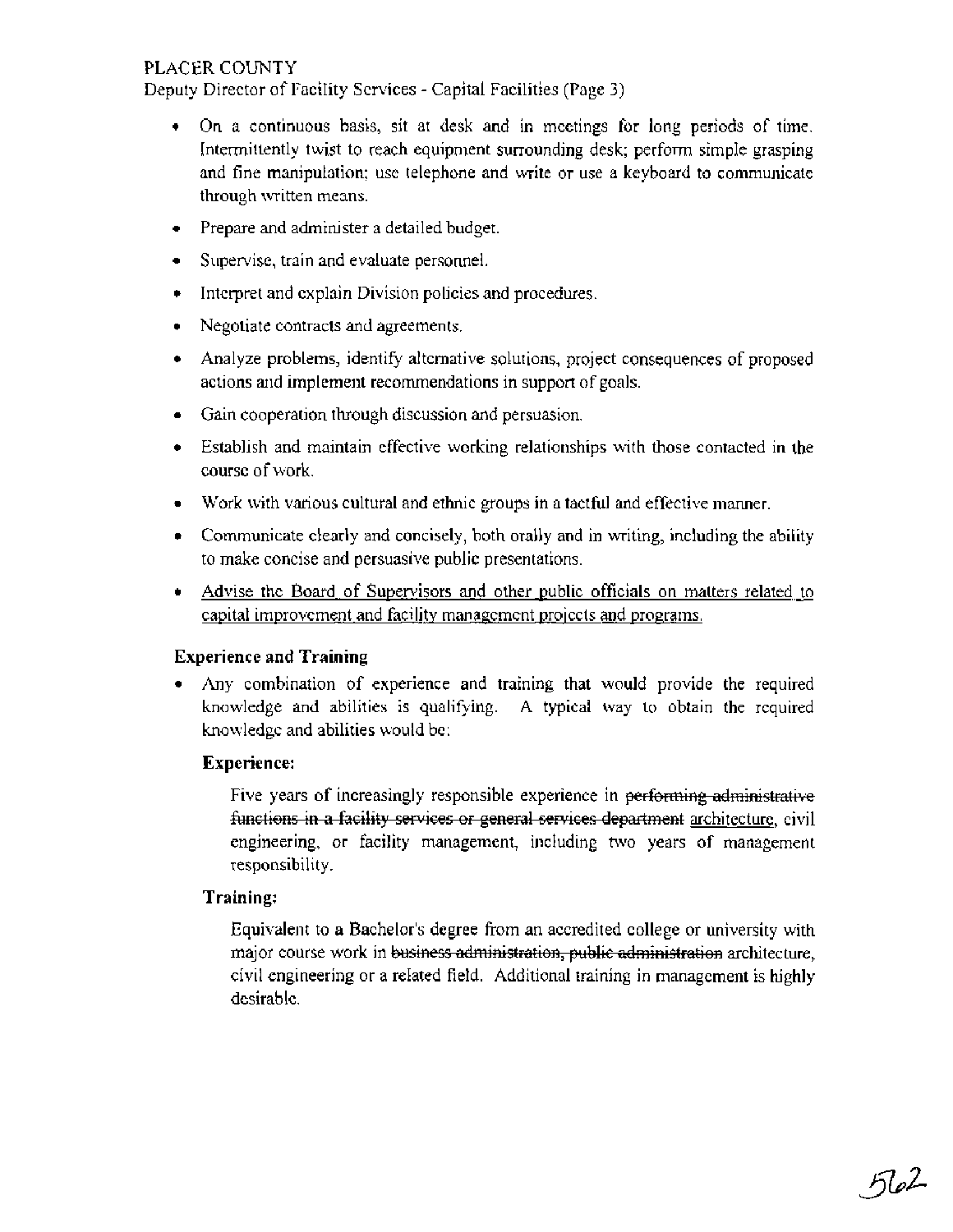- On a continuous basis, sit at desk and in meetings for long periods of time. Intermittently twist to reach equipment surrounding desk; perform simple grasping and fine manipulation; use telephone and write or use a keyboard to communicate through written means.
- Prepare and administer a detailed budget.
- Supervise, train and evaluate personnel.
- Interpret and explain Division policies and procedures.
- Negotiate contracts and agreements.
- Analyze problems, identify alternative solutions, project consequences of proposed actions and implement recommendations in support of goals.
- Gain cooperation through discussion and persuasion.
- Establish and maintain effective working relationships with those contacted in the course of work.
- Work with various cultural and ethnic groups in a tactful and effective manner.
- Communicate clearly and concisely, both orally and in writing, including the ability to make concise and persuasive public presentations.
- <u>Advise the Board of Supervisors and other public officials on matters related to capital improvement and facility management projects and programs.</u>

### Experience and Training

- Any combination of experience and training that would provide the required knowledge and abilities is qualifying. A typical way to obtain the required knowledge and abilities would be:

**Experience:**

Five years of increasingly responsible experience in ~~performing administrative functions in a facility services or general services department~~ <u>architecture</u>, civil engineering, or facility management, including two years of management responsibility.

**Training:**

Equivalent to a Bachelor's degree from an accredited college or university with major course work in ~~business administration, public administration~~ architecture, civil engineering or a related field. Additional training in management is highly desirable.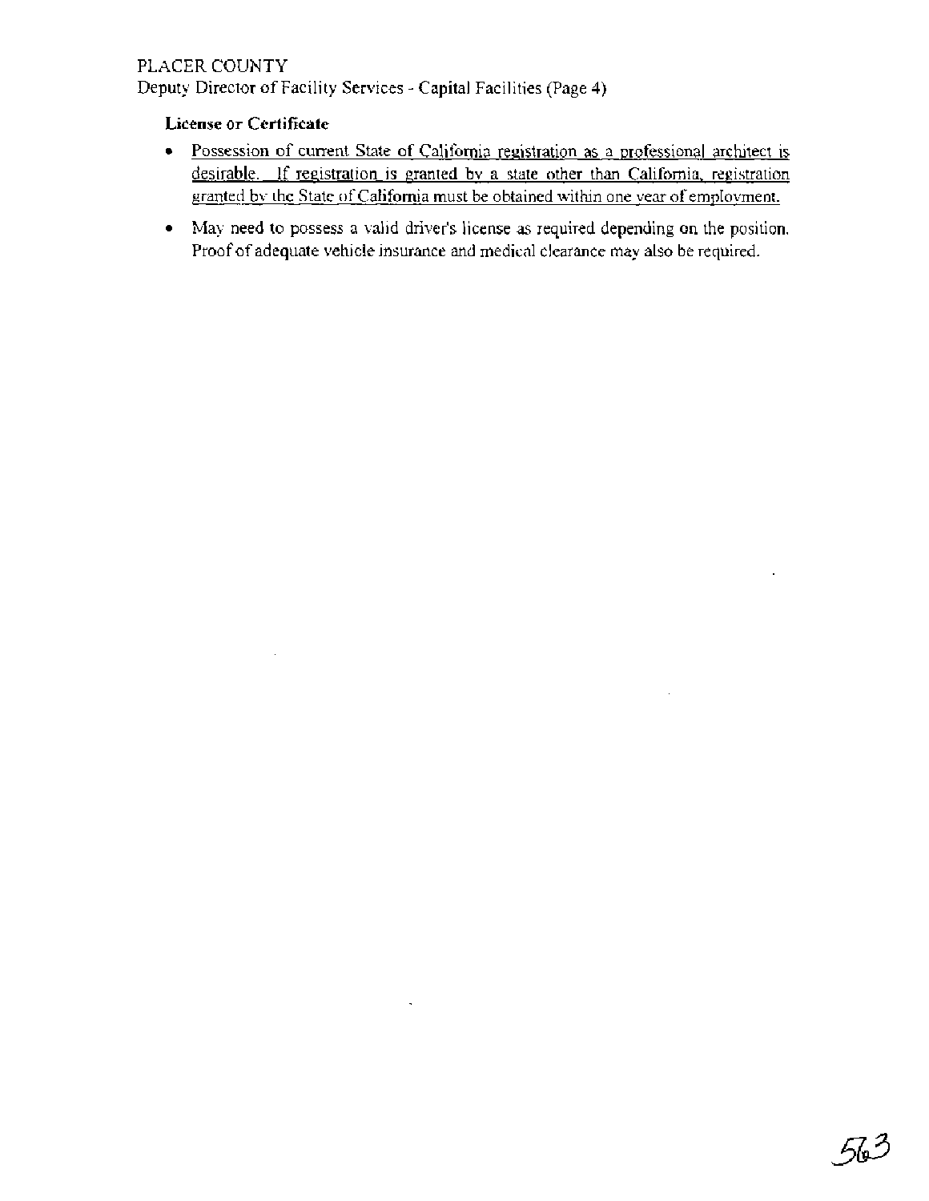**License or Certificate**

- Possession of current State of California registration as a professional architect is desirable. If registration is granted by a state other than California, registration granted by the State of California must be obtained within one year of employment.
- May need to possess a valid driver's license as required depending on the position. Proof of adequate vehicle insurance and medical clearance may also be required.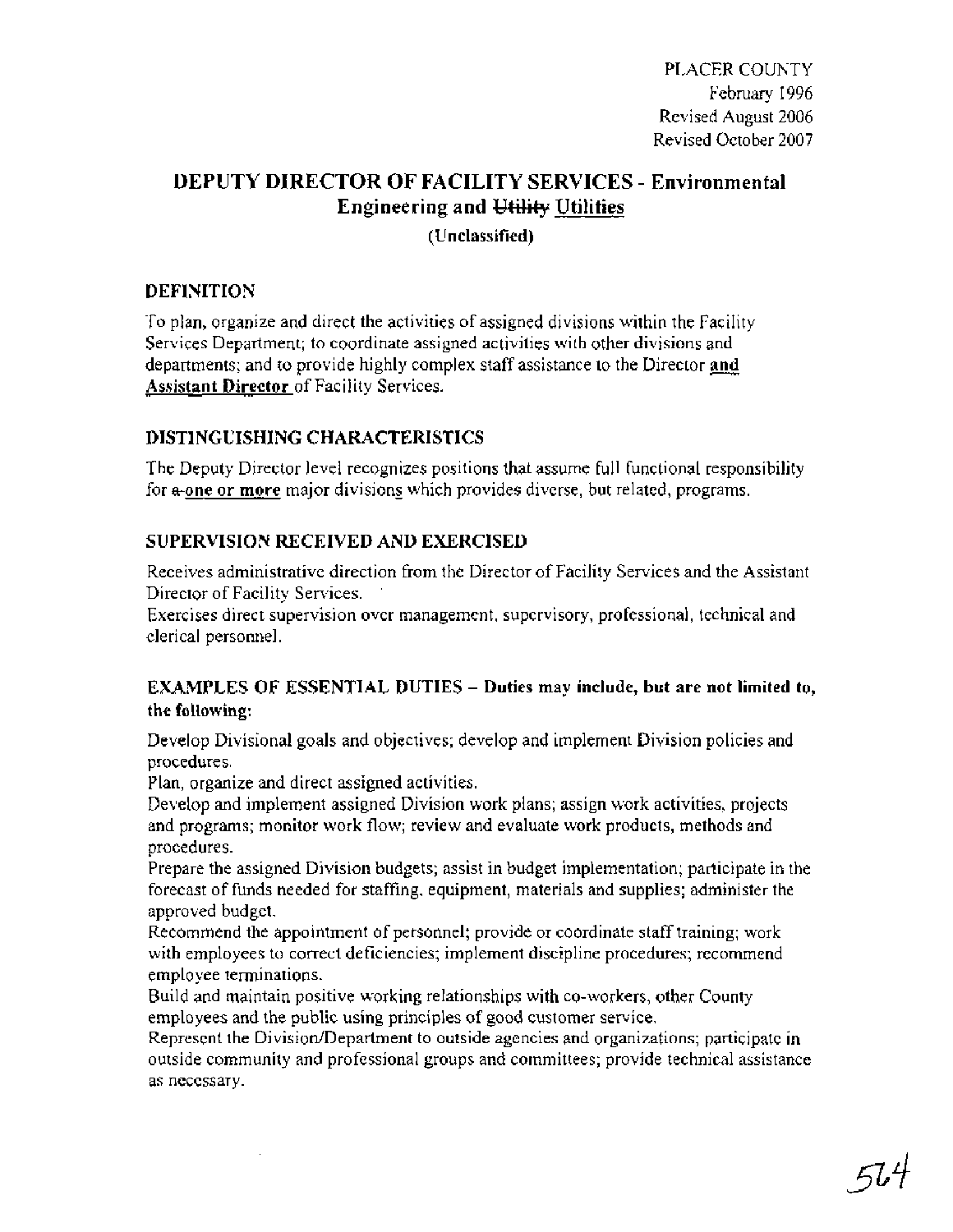PLACER COUNTY
February 1996
Revised August 2006
Revised October 2007

# DEPUTY DIRECTOR OF FACILITY SERVICES - Environmental Engineering and ~~Utility~~ Utilities

**(Unclassified)**

## DEFINITION

To plan, organize and direct the activities of assigned divisions within the Facility Services Department; to coordinate assigned activities with other divisions and departments; and to provide highly complex staff assistance to the Director **and Assistant Director** of Facility Services.

## DISTINGUISHING CHARACTERISTICS

The Deputy Director level recognizes positions that assume full functional responsibility for ~~a~~ **one or more** major divisions which provides diverse, but related, programs.

## SUPERVISION RECEIVED AND EXERCISED

Receives administrative direction from the Director of Facility Services and the Assistant Director of Facility Services.

Exercises direct supervision over management, supervisory, professional, technical and clerical personnel.

## EXAMPLES OF ESSENTIAL DUTIES – Duties may include, but are not limited to, the following:

Develop Divisional goals and objectives; develop and implement Division policies and procedures.

Plan, organize and direct assigned activities.

Develop and implement assigned Division work plans; assign work activities, projects and programs; monitor work flow; review and evaluate work products, methods and procedures.

Prepare the assigned Division budgets; assist in budget implementation; participate in the forecast of funds needed for staffing, equipment, materials and supplies; administer the approved budget.

Recommend the appointment of personnel; provide or coordinate staff training; work with employees to correct deficiencies; implement discipline procedures; recommend employee terminations.

Build and maintain positive working relationships with co-workers, other County employees and the public using principles of good customer service.

Represent the Division/Department to outside agencies and organizations; participate in outside community and professional groups and committees; provide technical assistance as necessary.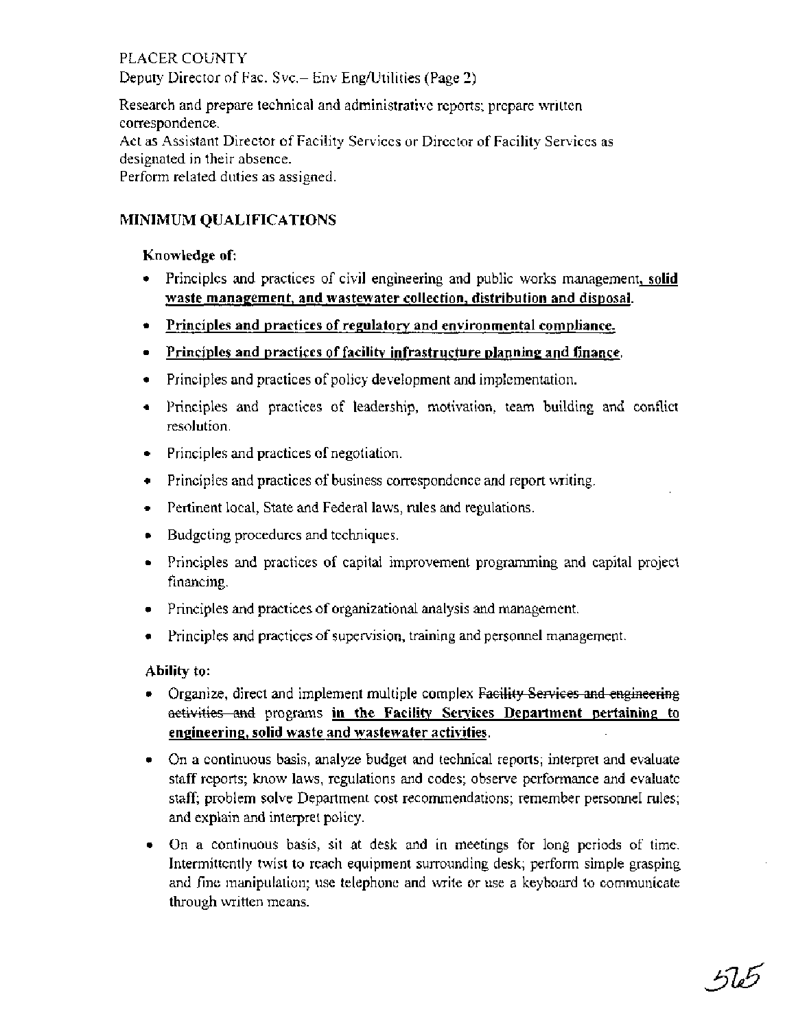PLACER COUNTY
Deputy Director of Fac. Svc.– Env Eng/Utilities (Page 2)

Research and prepare technical and administrative reports; prepare written correspondence.
Act as Assistant Director of Facility Services or Director of Facility Services as designated in their absence.
Perform related duties as assigned.

## MINIMUM QUALIFICATIONS

**Knowledge of:**

- Principles and practices of civil engineering and public works management**, solid waste management, and wastewater collection, distribution and disposal**.
- **Principles and practices of regulatory and environmental compliance.**
- **Principles and practices of facility infrastructure planning and finance.**
- Principles and practices of policy development and implementation.
- Principles and practices of leadership, motivation, team building and conflict resolution.
- Principles and practices of negotiation.
- Principles and practices of business correspondence and report writing.
- Pertinent local, State and Federal laws, rules and regulations.
- Budgeting procedures and techniques.
- Principles and practices of capital improvement programming and capital project financing.
- Principles and practices of organizational analysis and management.
- Principles and practices of supervision, training and personnel management.

**Ability to:**

- Organize, direct and implement multiple complex ~~Facility Services and engineering activities and~~ programs **in the Facility Services Department pertaining to engineering, solid waste and wastewater activities**.
- On a continuous basis, analyze budget and technical reports; interpret and evaluate staff reports; know laws, regulations and codes; observe performance and evaluate staff; problem solve Department cost recommendations; remember personnel rules; and explain and interpret policy.
- On a continuous basis, sit at desk and in meetings for long periods of time. Intermittently twist to reach equipment surrounding desk; perform simple grasping and fine manipulation; use telephone and write or use a keyboard to communicate through written means.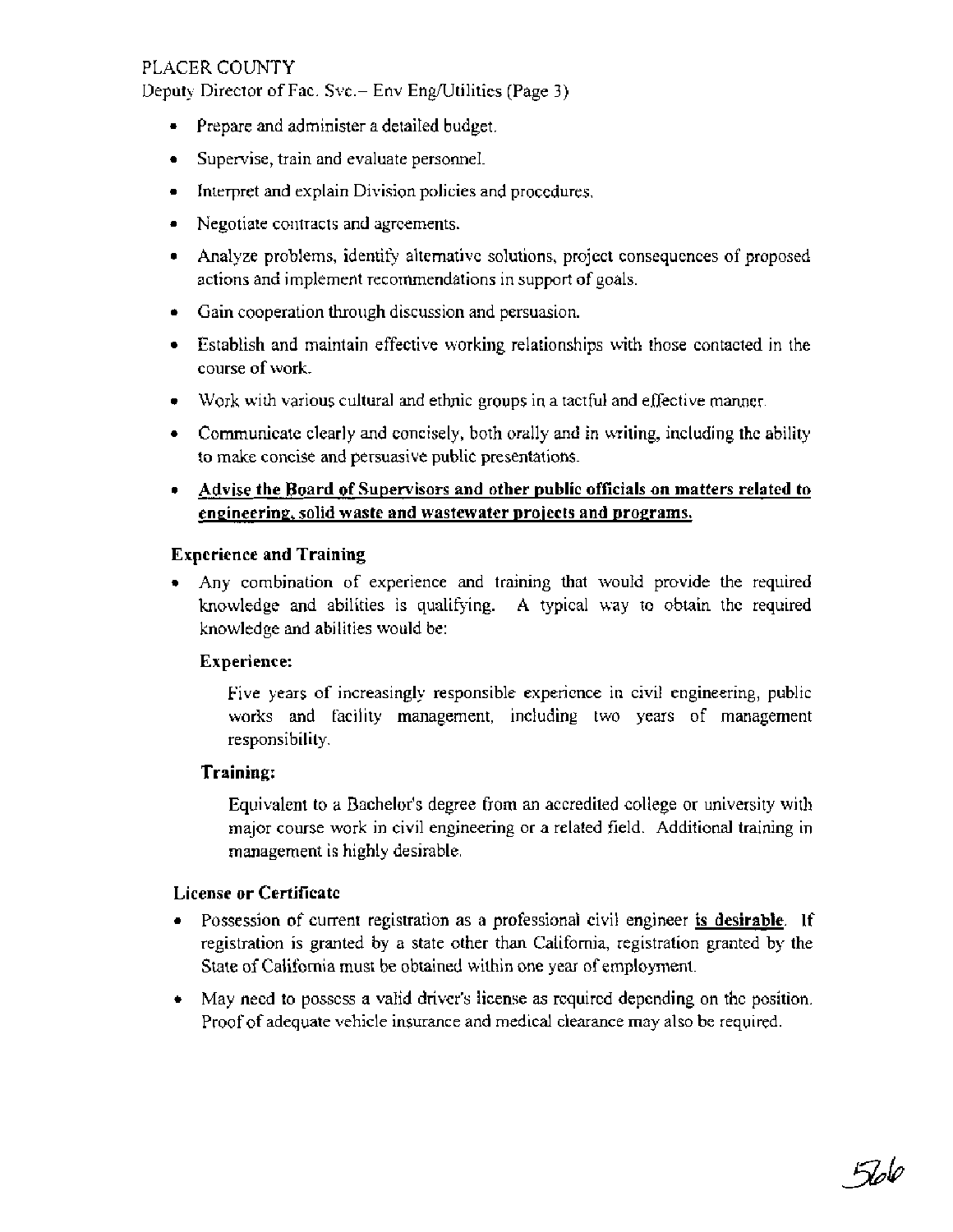- Prepare and administer a detailed budget.
- Supervise, train and evaluate personnel.
- Interpret and explain Division policies and procedures.
- Negotiate contracts and agreements.
- Analyze problems, identify alternative solutions, project consequences of proposed actions and implement recommendations in support of goals.
- Gain cooperation through discussion and persuasion.
- Establish and maintain effective working relationships with those contacted in the course of work.
- Work with various cultural and ethnic groups in a tactful and effective manner.
- Communicate clearly and concisely, both orally and in writing, including the ability to make concise and persuasive public presentations.
- **<u>Advise the Board of Supervisors and other public officials on matters related to engineering, solid waste and wastewater projects and programs.</u>**

### Experience and Training

- Any combination of experience and training that would provide the required knowledge and abilities is qualifying. A typical way to obtain the required knowledge and abilities would be:

  **Experience:**

  Five years of increasingly responsible experience in civil engineering, public works and facility management, including two years of management responsibility.

  **Training:**

  Equivalent to a Bachelor's degree from an accredited college or university with major course work in civil engineering or a related field. Additional training in management is highly desirable.

### License or Certificate

- Possession of current registration as a professional civil engineer **<u>is desirable</u>**. If registration is granted by a state other than California, registration granted by the State of California must be obtained within one year of employment.
- May need to possess a valid driver's license as required depending on the position. Proof of adequate vehicle insurance and medical clearance may also be required.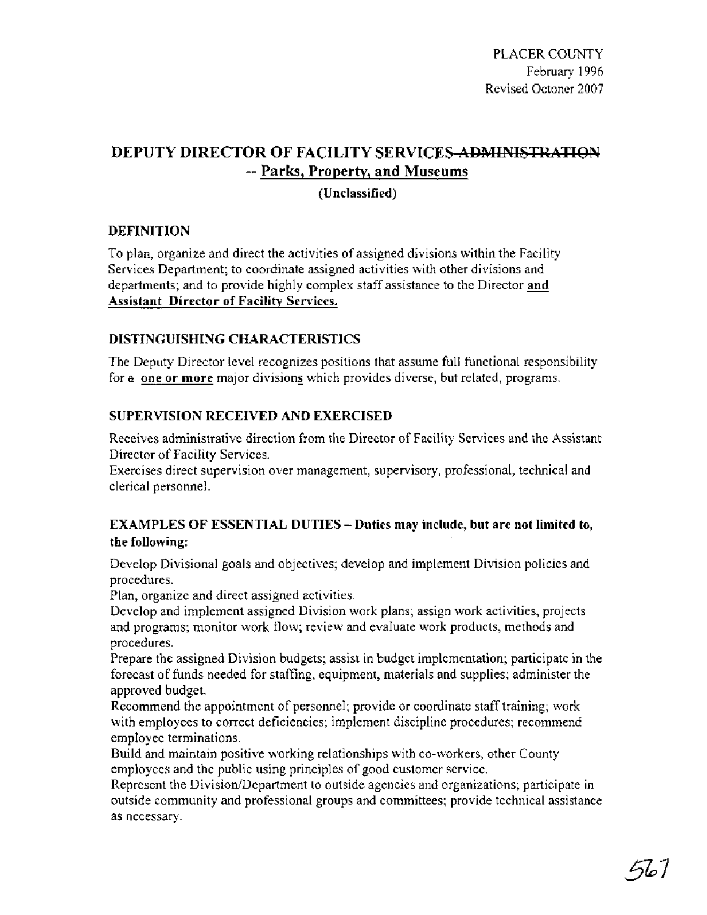PLACER COUNTY
February 1996
Revised Octoner 2007

# DEPUTY DIRECTOR OF FACILITY SERVICES ~~ADMINISTRATION~~ -- Parks, Property, and Museums

**(Unclassified)**

## DEFINITION

To plan, organize and direct the activities of assigned divisions within the Facility Services Department; to coordinate assigned activities with other divisions and departments; and to provide highly complex staff assistance to the Director **and Assistant Director of Facility Services.**

## DISTINGUISHING CHARACTERISTICS

The Deputy Director level recognizes positions that assume full functional responsibility for ~~a~~ **one or more** major divisions which provides diverse, but related, programs.

## SUPERVISION RECEIVED AND EXERCISED

Receives administrative direction from the Director of Facility Services and the Assistant Director of Facility Services.
Exercises direct supervision over management, supervisory, professional, technical and clerical personnel.

## EXAMPLES OF ESSENTIAL DUTIES – Duties may include, but are not limited to, the following:

Develop Divisional goals and objectives; develop and implement Division policies and procedures.
Plan, organize and direct assigned activities.
Develop and implement assigned Division work plans; assign work activities, projects and programs; monitor work flow; review and evaluate work products, methods and procedures.
Prepare the assigned Division budgets; assist in budget implementation; participate in the forecast of funds needed for staffing, equipment, materials and supplies; administer the approved budget.
Recommend the appointment of personnel; provide or coordinate staff training; work with employees to correct deficiencies; implement discipline procedures; recommend employee terminations.
Build and maintain positive working relationships with co-workers, other County employees and the public using principles of good customer service.
Represent the Division/Department to outside agencies and organizations; participate in outside community and professional groups and committees; provide technical assistance as necessary.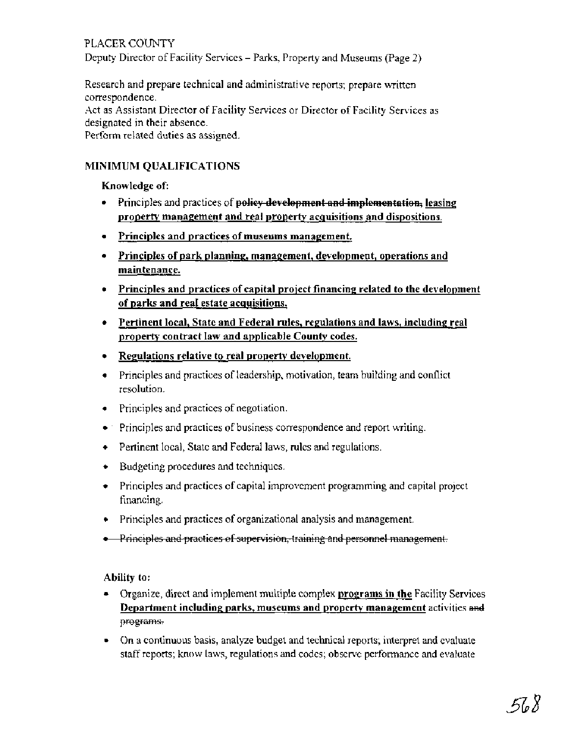PLACER COUNTY
Deputy Director of Facility Services – Parks, Property and Museums (Page 2)

Research and prepare technical and administrative reports; prepare written correspondence.
Act as Assistant Director of Facility Services or Director of Facility Services as designated in their absence.
Perform related duties as assigned.

## MINIMUM QUALIFICATIONS

**Knowledge of:**

- Principles and practices of ~~policy development and implementation,~~ **leasing property management and real property acquisitions and dispositions.**
- **Principles and practices of museums management.**
- **Principles of park planning, management, development, operations and maintenance.**
- **Principles and practices of capital project financing related to the development of parks and real estate acquisitions.**
- **Pertinent local, State and Federal rules, regulations and laws, including real property contract law and applicable County codes.**
- **Regulations relative to real property development.**
- Principles and practices of leadership, motivation, team building and conflict resolution.
- Principles and practices of negotiation.
- Principles and practices of business correspondence and report writing.
- Pertinent local, State and Federal laws, rules and regulations.
- Budgeting procedures and techniques.
- Principles and practices of capital improvement programming and capital project financing.
- Principles and practices of organizational analysis and management.
- ~~Principles and practices of supervision, training and personnel management.~~

**Ability to:**

- Organize, direct and implement multiple complex **programs in the** Facility Services **Department including parks, museums and property management** activities ~~and programs.~~
- On a continuous basis, analyze budget and technical reports; interpret and evaluate staff reports; know laws, regulations and codes; observe performance and evaluate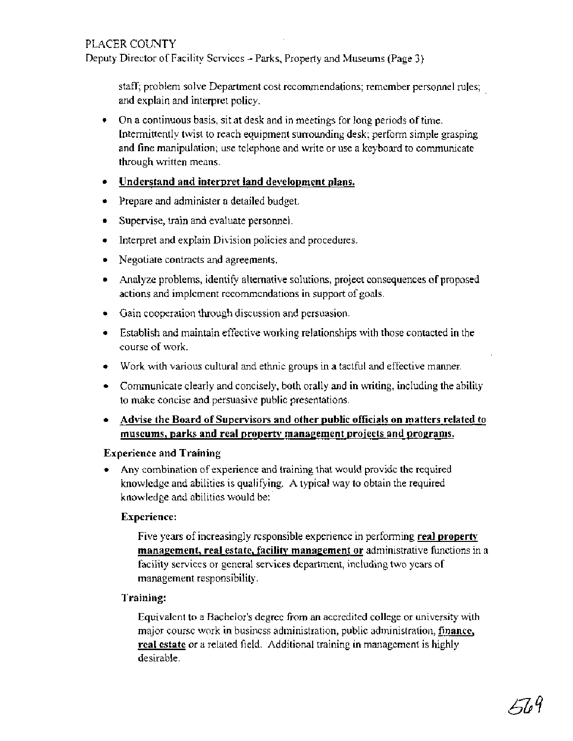staff; problem solve Department cost recommendations; remember personnel rules; and explain and interpret policy.

- On a continuous basis, sit at desk and in meetings for long periods of time. Intermittently twist to reach equipment surrounding desk; perform simple grasping and fine manipulation; use telephone and write or use a keyboard to communicate through written means.
- **Understand and interpret land development plans.**
- Prepare and administer a detailed budget.
- Supervise, train and evaluate personnel.
- Interpret and explain Division policies and procedures.
- Negotiate contracts and agreements.
- Analyze problems, identify alternative solutions, project consequences of proposed actions and implement recommendations in support of goals.
- Gain cooperation through discussion and persuasion.
- Establish and maintain effective working relationships with those contacted in the course of work.
- Work with various cultural and ethnic groups in a tactful and effective manner.
- Communicate clearly and concisely, both orally and in writing, including the ability to make concise and persuasive public presentations.
- **Advise the Board of Supervisors and other public officials on matters related to museums, parks and real property management projects and programs.**

**Experience and Training**

- Any combination of experience and training that would provide the required knowledge and abilities is qualifying. A typical way to obtain the required knowledge and abilities would be:

**Experience:**

Five years of increasingly responsible experience in performing **real property management, real estate, facility management or** administrative functions in a facility services or general services department, including two years of management responsibility.

**Training:**

Equivalent to a Bachelor's degree from an accredited college or university with major course work in business administration, public administration, **finance, real estate** or a related field. Additional training in management is highly desirable.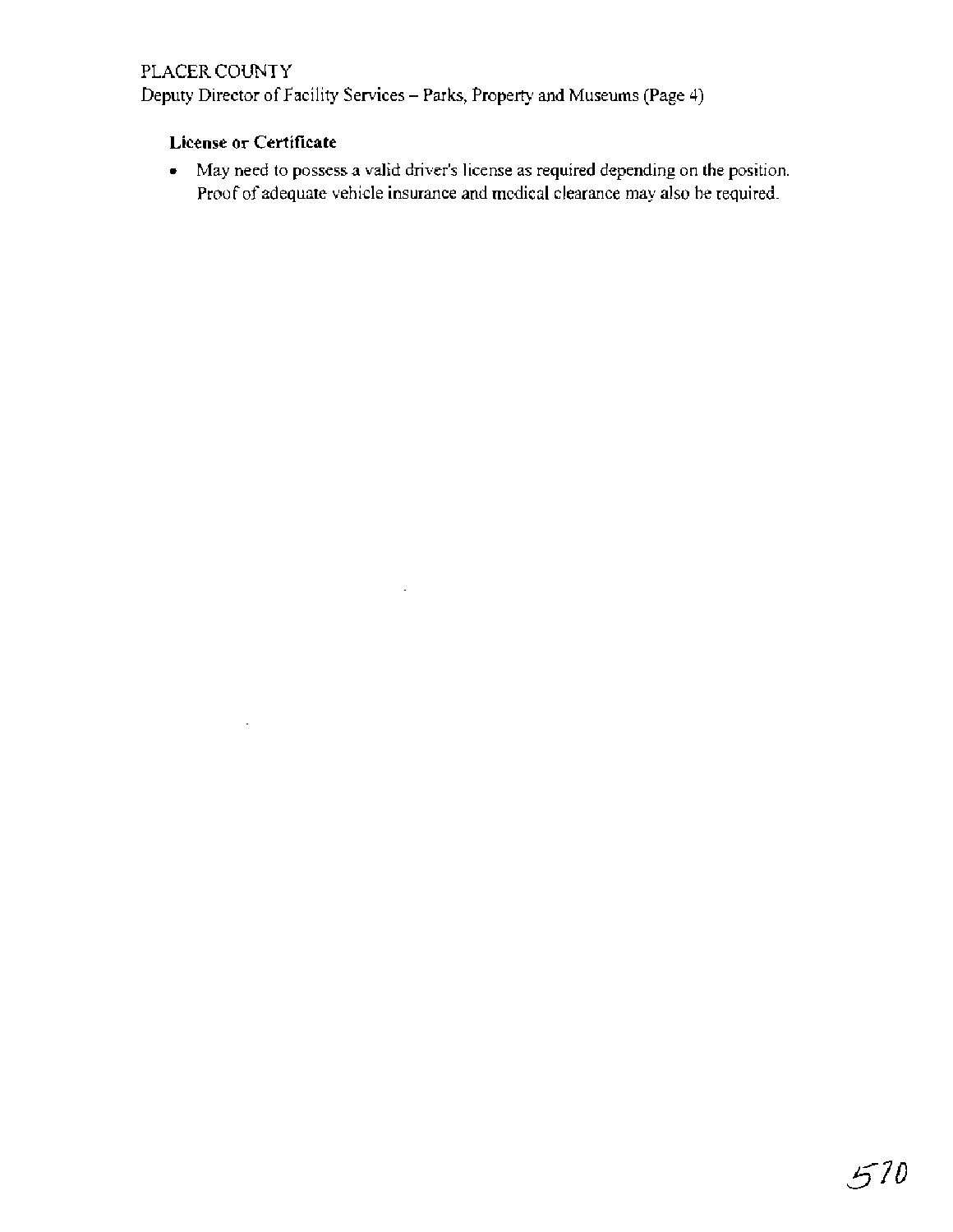**License or Certificate**

- May need to possess a valid driver's license as required depending on the position. Proof of adequate vehicle insurance and medical clearance may also be required.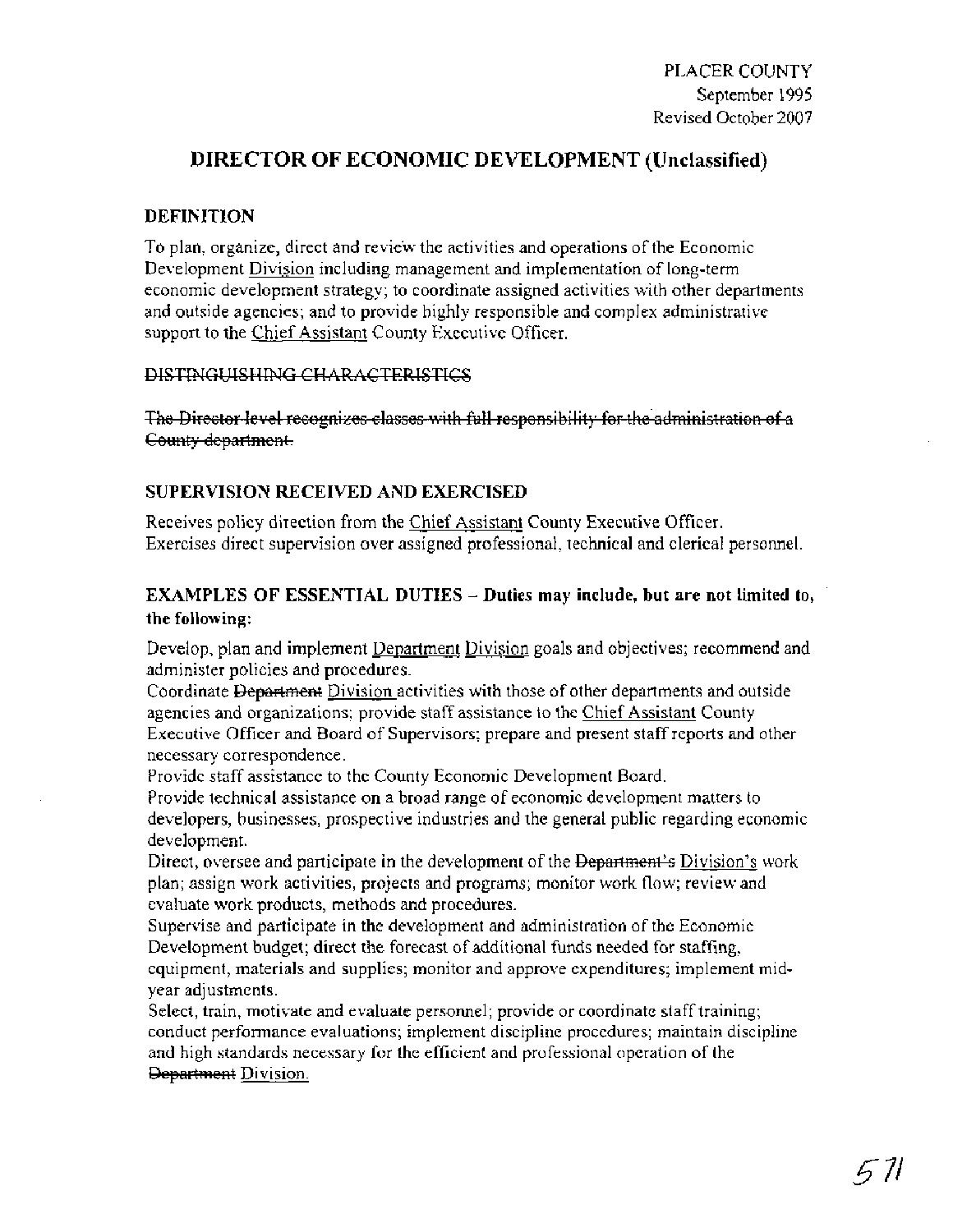PLACER COUNTY
September 1995
Revised October 2007

# DIRECTOR OF ECONOMIC DEVELOPMENT (Unclassified)

## DEFINITION

To plan, organize, direct and review the activities and operations of the Economic Development Division including management and implementation of long-term economic development strategy; to coordinate assigned activities with other departments and outside agencies; and to provide highly responsible and complex administrative support to the Chief Assistant County Executive Officer.

## ~~DISTINGUISHING CHARACTERISTICS~~

~~The Director level recognizes classes with full responsibility for the administration of a County department.~~

## SUPERVISION RECEIVED AND EXERCISED

Receives policy direction from the Chief Assistant County Executive Officer.
Exercises direct supervision over assigned professional, technical and clerical personnel.

## EXAMPLES OF ESSENTIAL DUTIES – Duties may include, but are not limited to, the following:

Develop, plan and implement ~~Department~~ Division goals and objectives; recommend and administer policies and procedures.

Coordinate ~~Department~~ Division activities with those of other departments and outside agencies and organizations; provide staff assistance to the Chief Assistant County Executive Officer and Board of Supervisors; prepare and present staff reports and other necessary correspondence.

Provide staff assistance to the County Economic Development Board.

Provide technical assistance on a broad range of economic development matters to developers, businesses, prospective industries and the general public regarding economic development.

Direct, oversee and participate in the development of the ~~Department's~~ Division's work plan; assign work activities, projects and programs; monitor work flow; review and evaluate work products, methods and procedures.

Supervise and participate in the development and administration of the Economic Development budget; direct the forecast of additional funds needed for staffing, equipment, materials and supplies; monitor and approve expenditures; implement mid-year adjustments.

Select, train, motivate and evaluate personnel; provide or coordinate staff training; conduct performance evaluations; implement discipline procedures; maintain discipline and high standards necessary for the efficient and professional operation of the ~~Department~~ Division.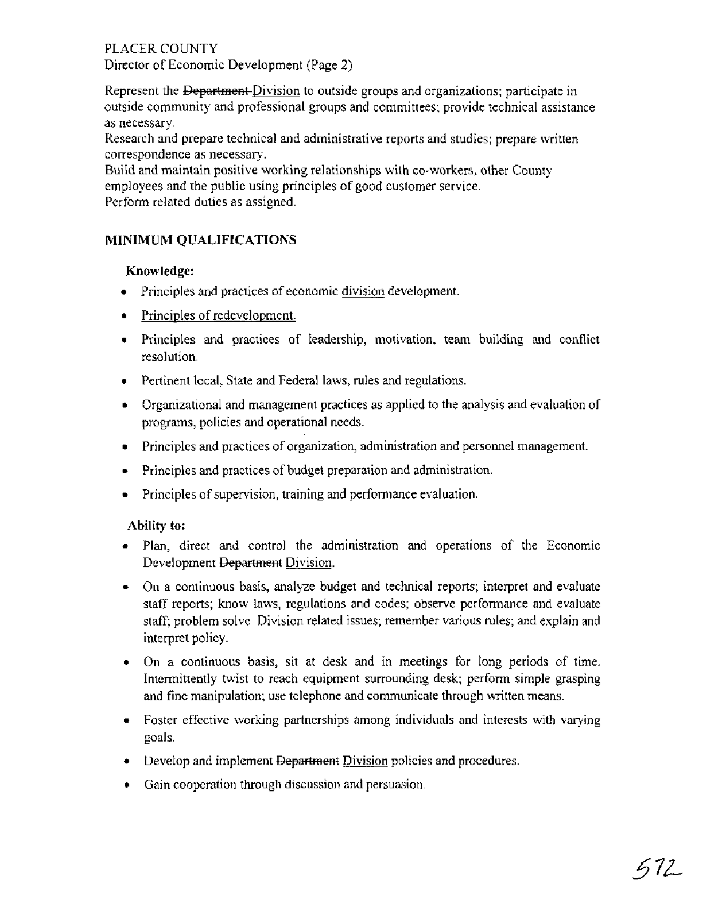Represent the ~~Department~~ Division to outside groups and organizations; participate in outside community and professional groups and committees; provide technical assistance as necessary.
Research and prepare technical and administrative reports and studies; prepare written correspondence as necessary.
Build and maintain positive working relationships with co-workers, other County employees and the public using principles of good customer service.
Perform related duties as assigned.

## MINIMUM QUALIFICATIONS

**Knowledge:**

- Principles and practices of economic division development.
- Principles of redevelopment.
- Principles and practices of leadership, motivation, team building and conflict resolution.
- Pertinent local, State and Federal laws, rules and regulations.
- Organizational and management practices as applied to the analysis and evaluation of programs, policies and operational needs.
- Principles and practices of organization, administration and personnel management.
- Principles and practices of budget preparation and administration.
- Principles of supervision, training and performance evaluation.

**Ability to:**

- Plan, direct and control the administration and operations of the Economic Development ~~Department~~ Division.
- On a continuous basis, analyze budget and technical reports; interpret and evaluate staff reports; know laws, regulations and codes; observe performance and evaluate staff; problem solve Division related issues; remember various rules; and explain and interpret policy.
- On a continuous basis, sit at desk and in meetings for long periods of time. Intermittently twist to reach equipment surrounding desk; perform simple grasping and fine manipulation; use telephone and communicate through written means.
- Foster effective working partnerships among individuals and interests with varying goals.
- Develop and implement ~~Department~~ Division policies and procedures.
- Gain cooperation through discussion and persuasion.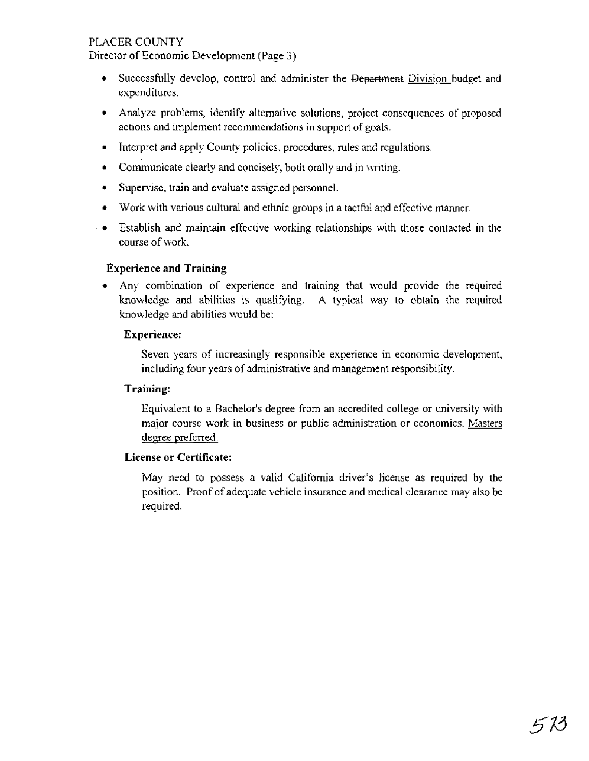- Successfully develop, control and administer the ~~Department~~ Division budget and expenditures.
- Analyze problems, identify alternative solutions, project consequences of proposed actions and implement recommendations in support of goals.
- Interpret and apply County policies, procedures, rules and regulations.
- Communicate clearly and concisely, both orally and in writing.
- Supervise, train and evaluate assigned personnel.
- Work with various cultural and ethnic groups in a tactful and effective manner.
- Establish and maintain effective working relationships with those contacted in the course of work.

**Experience and Training**

- Any combination of experience and training that would provide the required knowledge and abilities is qualifying. A typical way to obtain the required knowledge and abilities would be:

**Experience:**

Seven years of increasingly responsible experience in economic development, including four years of administrative and management responsibility.

**Training:**

Equivalent to a Bachelor's degree from an accredited college or university with major course work in business or public administration or economics. Masters degree preferred.

**License or Certificate:**

May need to possess a valid California driver's license as required by the position. Proof of adequate vehicle insurance and medical clearance may also be required.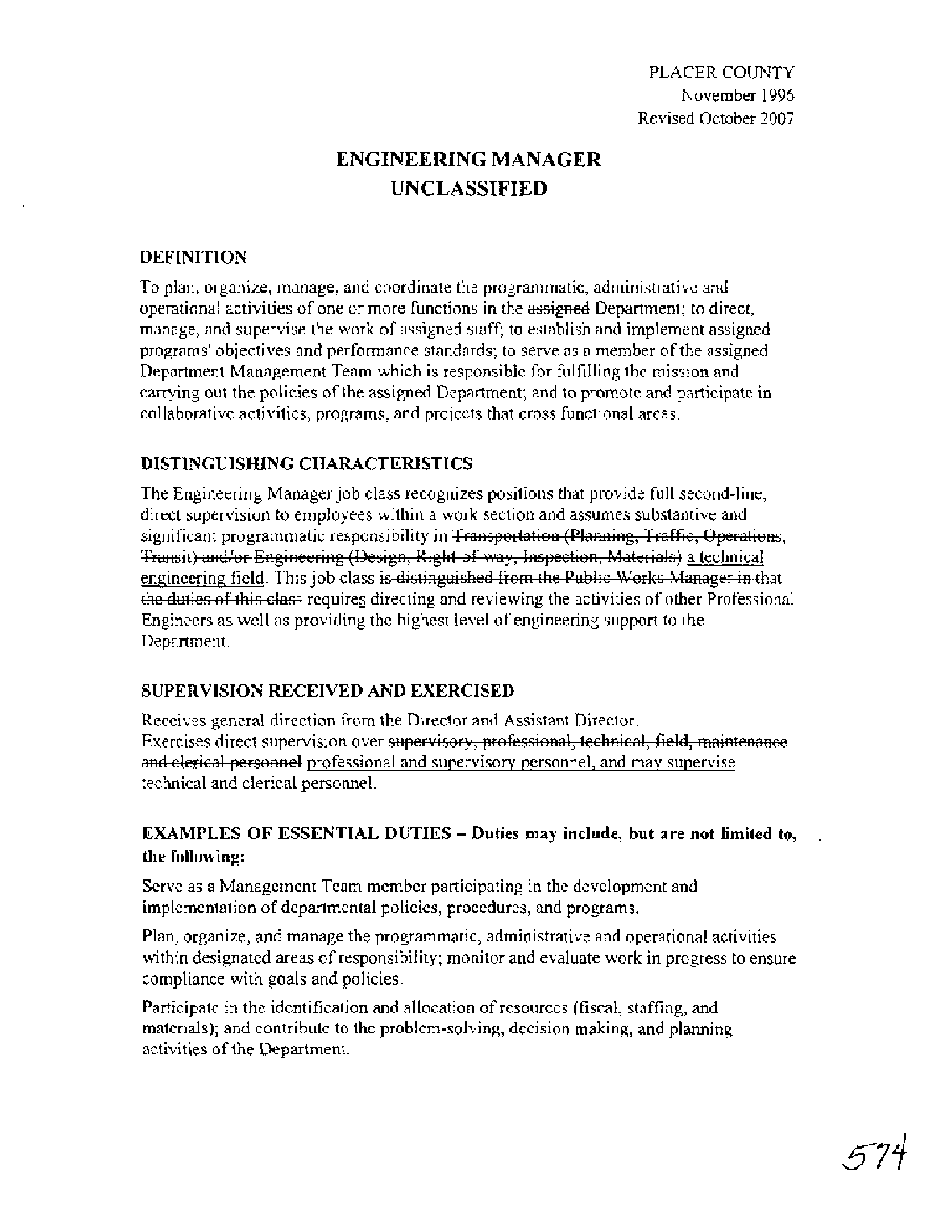PLACER COUNTY
November 1996
Revised October 2007

# ENGINEERING MANAGER
# UNCLASSIFIED

## DEFINITION

To plan, organize, manage, and coordinate the programmatic, administrative and operational activities of one or more functions in the ~~assigned~~ Department; to direct, manage, and supervise the work of assigned staff; to establish and implement assigned programs' objectives and performance standards; to serve as a member of the assigned Department Management Team which is responsible for fulfilling the mission and carrying out the policies of the assigned Department; and to promote and participate in collaborative activities, programs, and projects that cross functional areas.

## DISTINGUISHING CHARACTERISTICS

The Engineering Manager job class recognizes positions that provide full second-line, direct supervision to employees within a work section and assumes substantive and significant programmatic responsibility in ~~Transportation (Planning, Traffic, Operations, Transit) and/or Engineering (Design, Right-of-way, Inspection, Materials)~~ a technical engineering field. This job class ~~is distinguished from the Public Works Manager in that the duties of this class~~ requires directing and reviewing the activities of other Professional Engineers as well as providing the highest level of engineering support to the Department.

## SUPERVISION RECEIVED AND EXERCISED

Receives general direction from the Director and Assistant Director.
Exercises direct supervision over ~~supervisory, professional, technical, field, maintenance and clerical personnel~~ professional and supervisory personnel, and may supervise technical and clerical personnel.

## EXAMPLES OF ESSENTIAL DUTIES – Duties may include, but are not limited to, the following:

Serve as a Management Team member participating in the development and implementation of departmental policies, procedures, and programs.

Plan, organize, and manage the programmatic, administrative and operational activities within designated areas of responsibility; monitor and evaluate work in progress to ensure compliance with goals and policies.

Participate in the identification and allocation of resources (fiscal, staffing, and materials); and contribute to the problem-solving, decision making, and planning activities of the Department.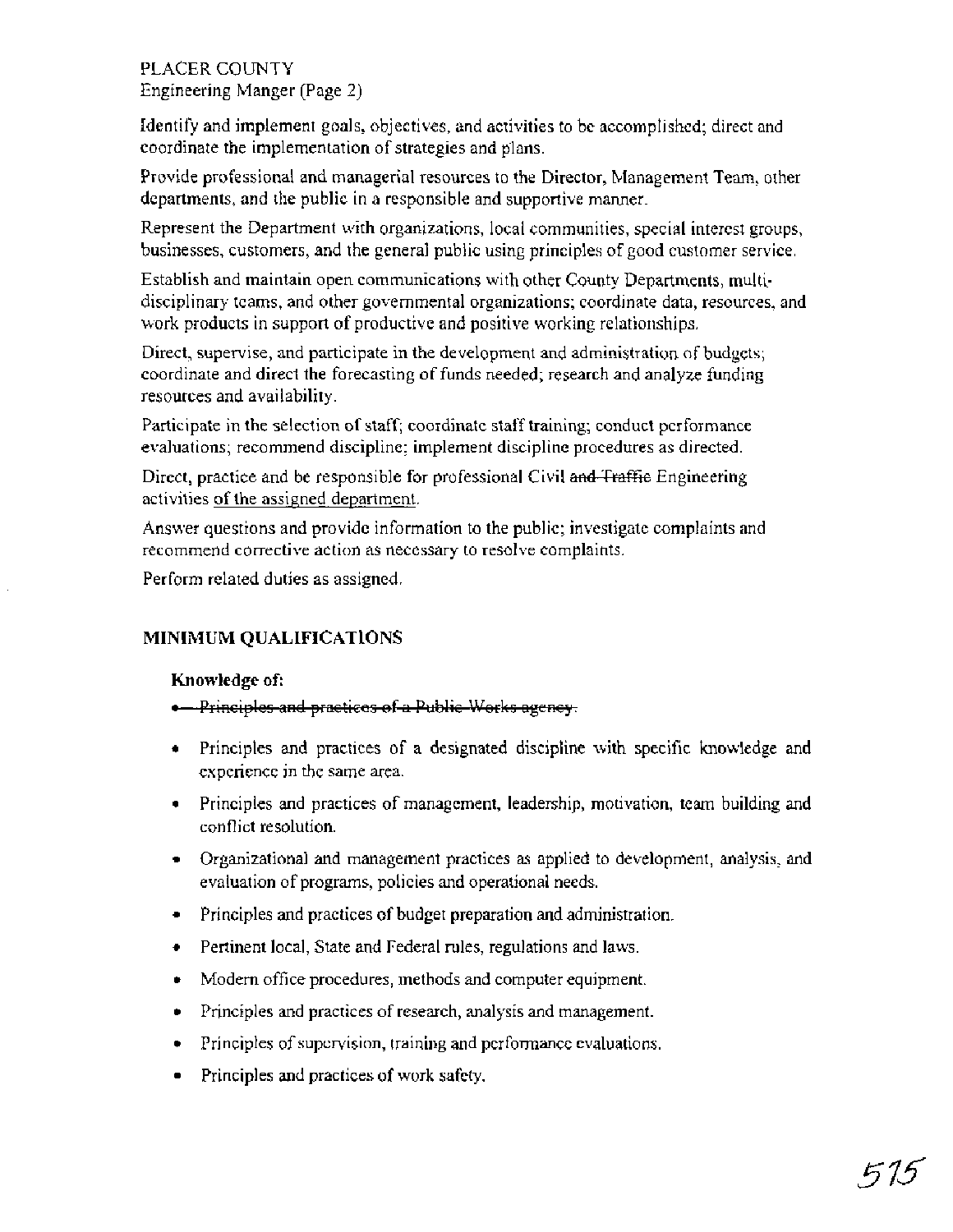Identify and implement goals, objectives, and activities to be accomplished; direct and coordinate the implementation of strategies and plans.

Provide professional and managerial resources to the Director, Management Team, other departments, and the public in a responsible and supportive manner.

Represent the Department with organizations, local communities, special interest groups, businesses, customers, and the general public using principles of good customer service.

Establish and maintain open communications with other County Departments, multi-disciplinary teams, and other governmental organizations; coordinate data, resources, and work products in support of productive and positive working relationships.

Direct, supervise, and participate in the development and administration of budgets; coordinate and direct the forecasting of funds needed; research and analyze funding resources and availability.

Participate in the selection of staff; coordinate staff training; conduct performance evaluations; recommend discipline; implement discipline procedures as directed.

Direct, practice and be responsible for professional Civil ~~and Traffic~~ Engineering activities <u>of the assigned department</u>.

Answer questions and provide information to the public; investigate complaints and recommend corrective action as necessary to resolve complaints.

Perform related duties as assigned.

## MINIMUM QUALIFICATIONS

**Knowledge of:**

- ~~Principles and practices of a Public Works agency.~~
- Principles and practices of a designated discipline with specific knowledge and experience in the same area.
- Principles and practices of management, leadership, motivation, team building and conflict resolution.
- Organizational and management practices as applied to development, analysis, and evaluation of programs, policies and operational needs.
- Principles and practices of budget preparation and administration.
- Pertinent local, State and Federal rules, regulations and laws.
- Modern office procedures, methods and computer equipment.
- Principles and practices of research, analysis and management.
- Principles of supervision, training and performance evaluations.
- Principles and practices of work safety.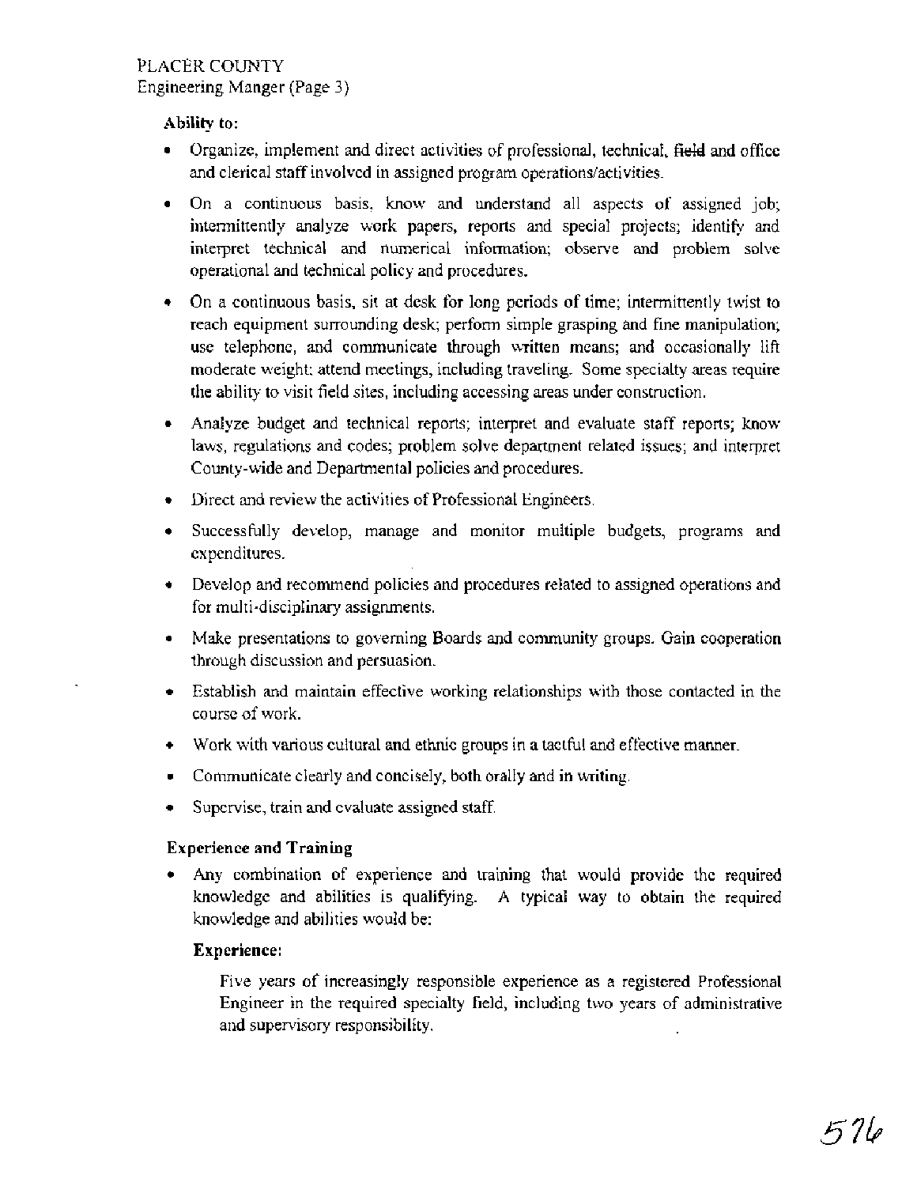PLACER COUNTY
Engineering Manger (Page 3)

**Ability to:**

- Organize, implement and direct activities of professional, technical, field and office and clerical staff involved in assigned program operations/activities.
- On a continuous basis, know and understand all aspects of assigned job; intermittently analyze work papers, reports and special projects; identify and interpret technical and numerical information; observe and problem solve operational and technical policy and procedures.
- On a continuous basis, sit at desk for long periods of time; intermittently twist to reach equipment surrounding desk; perform simple grasping and fine manipulation; use telephone, and communicate through written means; and occasionally lift moderate weight; attend meetings, including traveling. Some specialty areas require the ability to visit field sites, including accessing areas under construction.
- Analyze budget and technical reports; interpret and evaluate staff reports; know laws, regulations and codes; problem solve department related issues; and interpret County-wide and Departmental policies and procedures.
- Direct and review the activities of Professional Engineers.
- Successfully develop, manage and monitor multiple budgets, programs and expenditures.
- Develop and recommend policies and procedures related to assigned operations and for multi-disciplinary assignments.
- Make presentations to governing Boards and community groups. Gain cooperation through discussion and persuasion.
- Establish and maintain effective working relationships with those contacted in the course of work.
- Work with various cultural and ethnic groups in a tactful and effective manner.
- Communicate clearly and concisely, both orally and in writing.
- Supervise, train and evaluate assigned staff.

**Experience and Training**

- Any combination of experience and training that would provide the required knowledge and abilities is qualifying. A typical way to obtain the required knowledge and abilities would be:

  **Experience:**

  Five years of increasingly responsible experience as a registered Professional Engineer in the required specialty field, including two years of administrative and supervisory responsibility.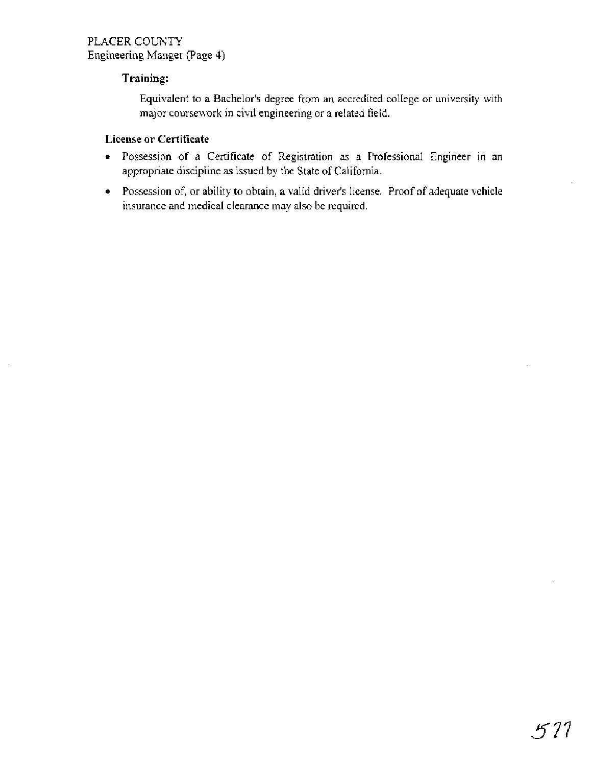### Training:

Equivalent to a Bachelor's degree from an accredited college or university with major coursework in civil engineering or a related field.

### License or Certificate

- Possession of a Certificate of Registration as a Professional Engineer in an appropriate discipline as issued by the State of California.
- Possession of, or ability to obtain, a valid driver's license. Proof of adequate vehicle insurance and medical clearance may also be required.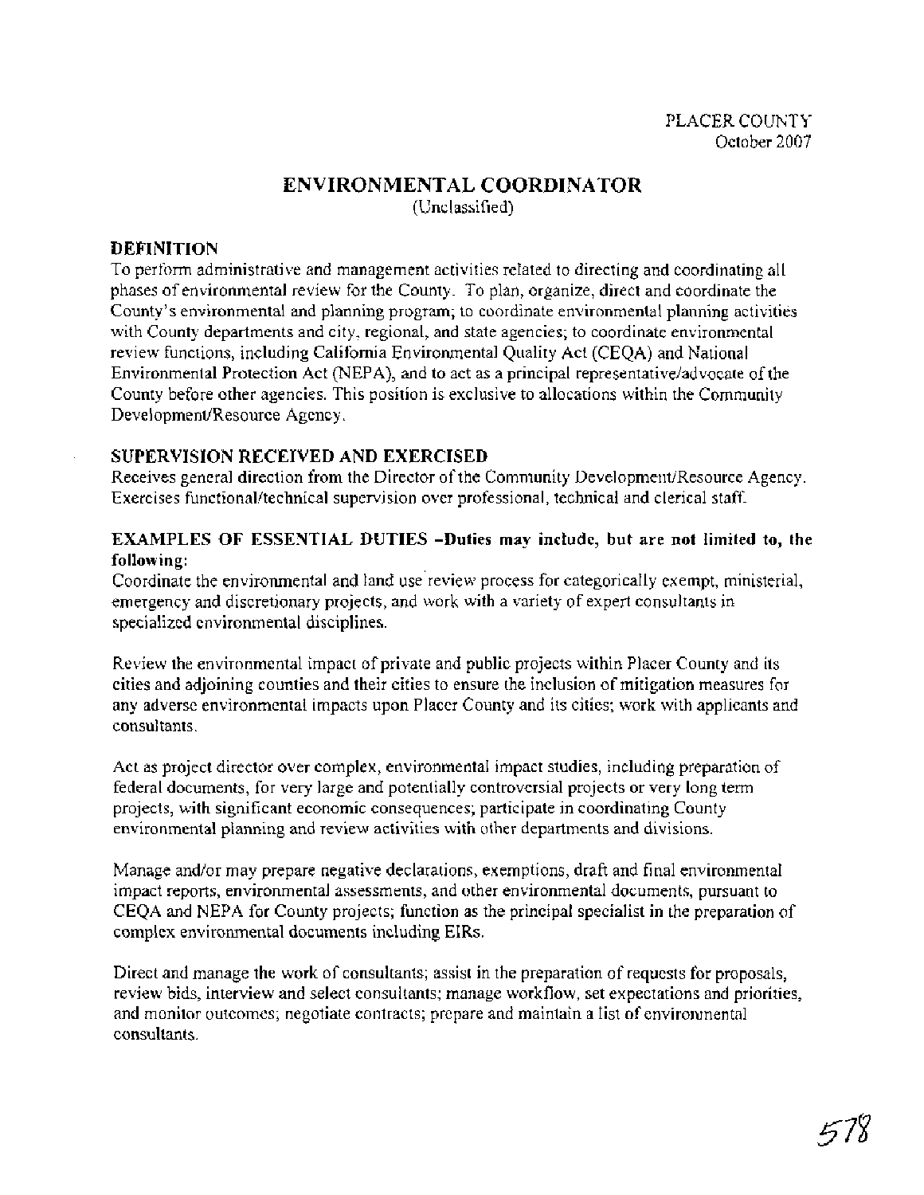PLACER COUNTY
October 2007

# ENVIRONMENTAL COORDINATOR

(Unclassified)

## DEFINITION

To perform administrative and management activities related to directing and coordinating all phases of environmental review for the County. To plan, organize, direct and coordinate the County's environmental and planning program; to coordinate environmental planning activities with County departments and city, regional, and state agencies; to coordinate environmental review functions, including California Environmental Quality Act (CEQA) and National Environmental Protection Act (NEPA), and to act as a principal representative/advocate of the County before other agencies. This position is exclusive to allocations within the Community Development/Resource Agency.

## SUPERVISION RECEIVED AND EXERCISED

Receives general direction from the Director of the Community Development/Resource Agency. Exercises functional/technical supervision over professional, technical and clerical staff.

## EXAMPLES OF ESSENTIAL DUTIES –Duties may include, but are not limited to, the following:

Coordinate the environmental and land use review process for categorically exempt, ministerial, emergency and discretionary projects, and work with a variety of expert consultants in specialized environmental disciplines.

Review the environmental impact of private and public projects within Placer County and its cities and adjoining counties and their cities to ensure the inclusion of mitigation measures for any adverse environmental impacts upon Placer County and its cities; work with applicants and consultants.

Act as project director over complex, environmental impact studies, including preparation of federal documents, for very large and potentially controversial projects or very long term projects, with significant economic consequences; participate in coordinating County environmental planning and review activities with other departments and divisions.

Manage and/or may prepare negative declarations, exemptions, draft and final environmental impact reports, environmental assessments, and other environmental documents, pursuant to CEQA and NEPA for County projects; function as the principal specialist in the preparation of complex environmental documents including EIRs.

Direct and manage the work of consultants; assist in the preparation of requests for proposals, review bids, interview and select consultants; manage workflow, set expectations and priorities, and monitor outcomes; negotiate contracts; prepare and maintain a list of environmental consultants.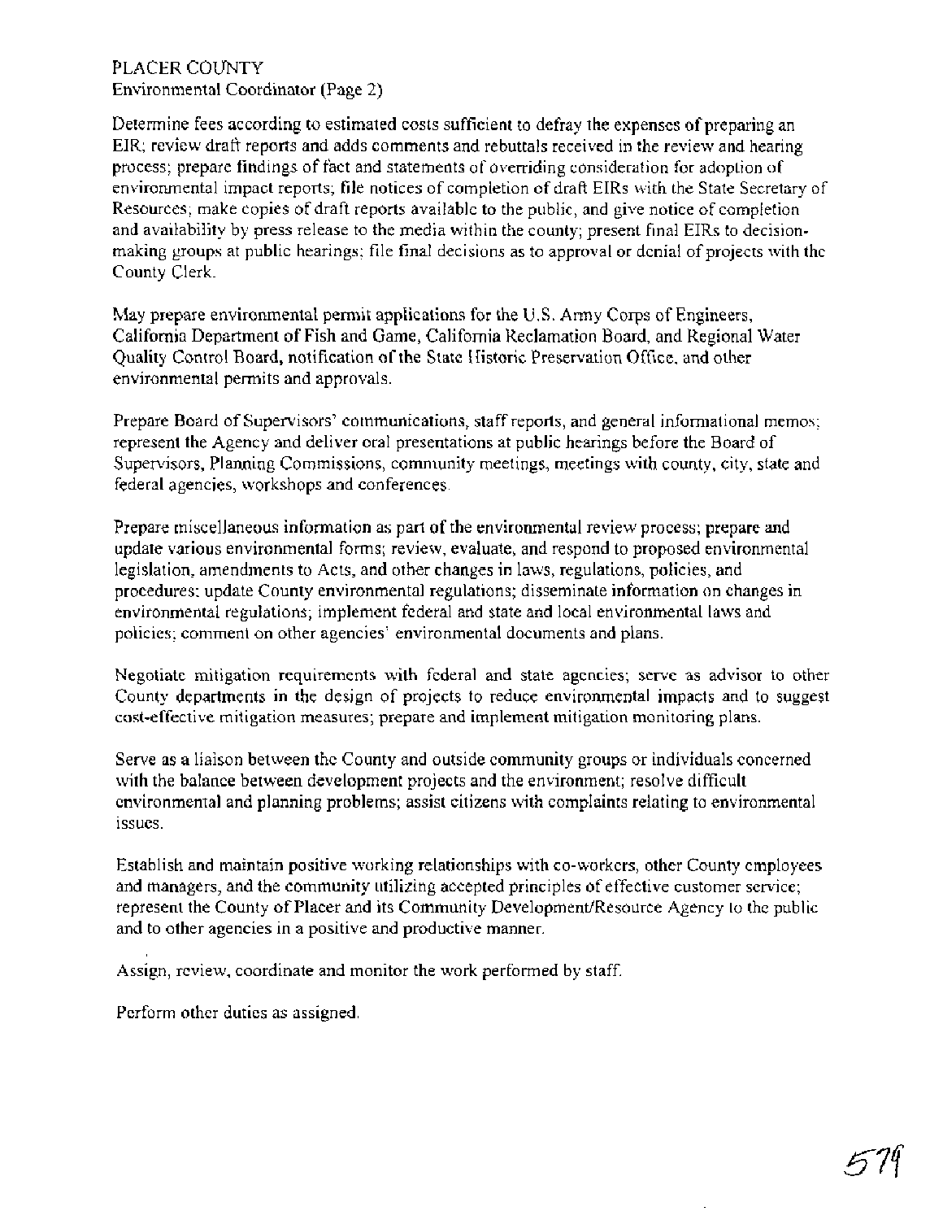PLACER COUNTY
Environmental Coordinator (Page 2)

Determine fees according to estimated costs sufficient to defray the expenses of preparing an EIR; review draft reports and adds comments and rebuttals received in the review and hearing process; prepare findings of fact and statements of overriding consideration for adoption of environmental impact reports; file notices of completion of draft EIRs with the State Secretary of Resources; make copies of draft reports available to the public, and give notice of completion and availability by press release to the media within the county; present final EIRs to decision-making groups at public hearings; file final decisions as to approval or denial of projects with the County Clerk.

May prepare environmental permit applications for the U.S. Army Corps of Engineers, California Department of Fish and Game, California Reclamation Board, and Regional Water Quality Control Board, notification of the State Historic Preservation Office, and other environmental permits and approvals.

Prepare Board of Supervisors' communications, staff reports, and general informational memos; represent the Agency and deliver oral presentations at public hearings before the Board of Supervisors, Planning Commissions, community meetings, meetings with county, city, state and federal agencies, workshops and conferences.

Prepare miscellaneous information as part of the environmental review process; prepare and update various environmental forms; review, evaluate, and respond to proposed environmental legislation, amendments to Acts, and other changes in laws, regulations, policies, and procedures; update County environmental regulations; disseminate information on changes in environmental regulations; implement federal and state and local environmental laws and policies; comment on other agencies' environmental documents and plans.

Negotiate mitigation requirements with federal and state agencies; serve as advisor to other County departments in the design of projects to reduce environmental impacts and to suggest cost-effective mitigation measures; prepare and implement mitigation monitoring plans.

Serve as a liaison between the County and outside community groups or individuals concerned with the balance between development projects and the environment; resolve difficult environmental and planning problems; assist citizens with complaints relating to environmental issues.

Establish and maintain positive working relationships with co-workers, other County employees and managers, and the community utilizing accepted principles of effective customer service; represent the County of Placer and its Community Development/Resource Agency to the public and to other agencies in a positive and productive manner.

Assign, review, coordinate and monitor the work performed by staff.

Perform other duties as assigned.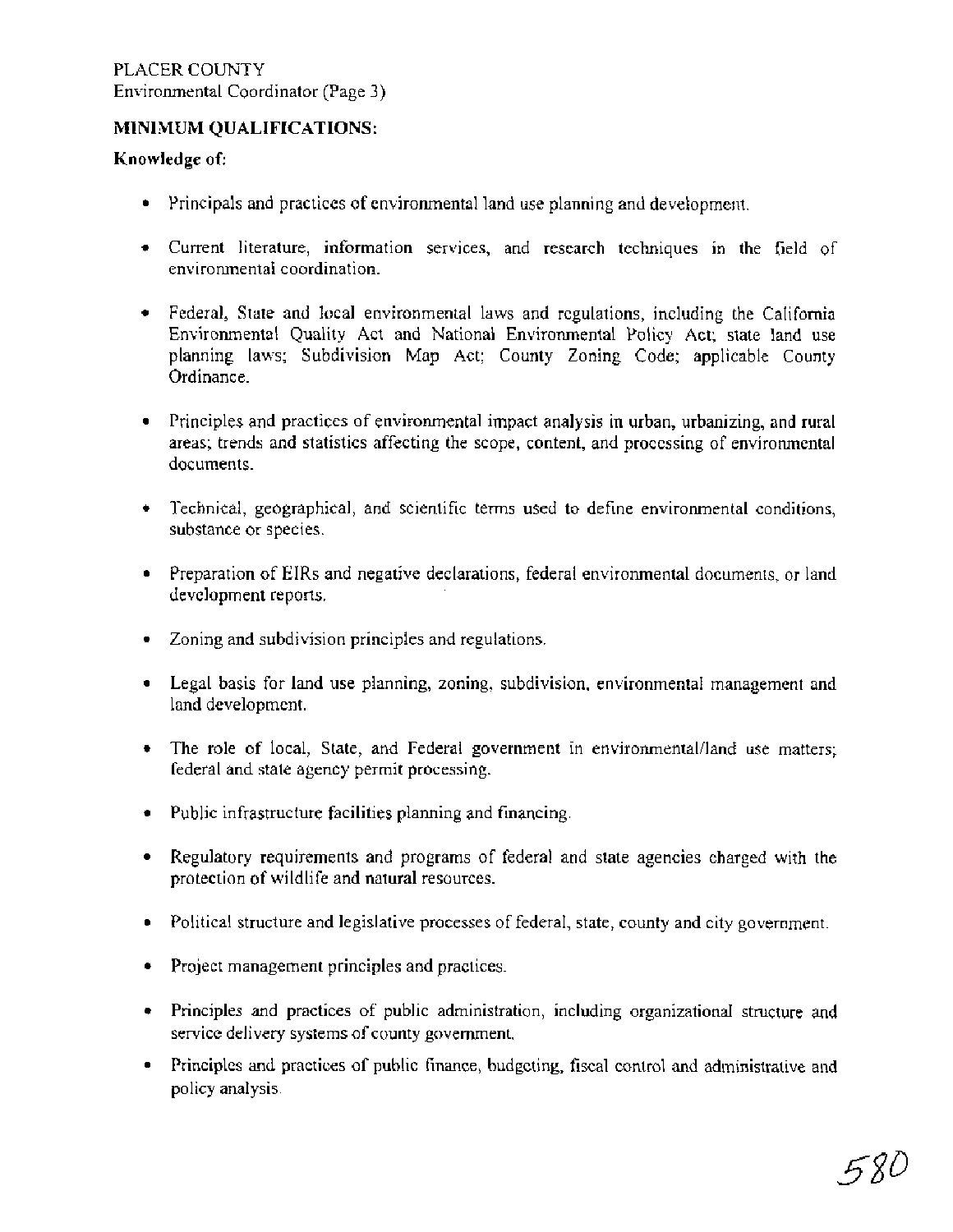## MINIMUM QUALIFICATIONS:

**Knowledge of:**

- Principals and practices of environmental land use planning and development.
- Current literature, information services, and research techniques in the field of environmental coordination.
- Federal, State and local environmental laws and regulations, including the California Environmental Quality Act and National Environmental Policy Act; state land use planning laws; Subdivision Map Act; County Zoning Code; applicable County Ordinance.
- Principles and practices of environmental impact analysis in urban, urbanizing, and rural areas; trends and statistics affecting the scope, content, and processing of environmental documents.
- Technical, geographical, and scientific terms used to define environmental conditions, substance or species.
- Preparation of EIRs and negative declarations, federal environmental documents, or land development reports.
- Zoning and subdivision principles and regulations.
- Legal basis for land use planning, zoning, subdivision, environmental management and land development.
- The role of local, State, and Federal government in environmental/land use matters; federal and state agency permit processing.
- Public infrastructure facilities planning and financing.
- Regulatory requirements and programs of federal and state agencies charged with the protection of wildlife and natural resources.
- Political structure and legislative processes of federal, state, county and city government.
- Project management principles and practices.
- Principles and practices of public administration, including organizational structure and service delivery systems of county government.
- Principles and practices of public finance, budgeting, fiscal control and administrative and policy analysis.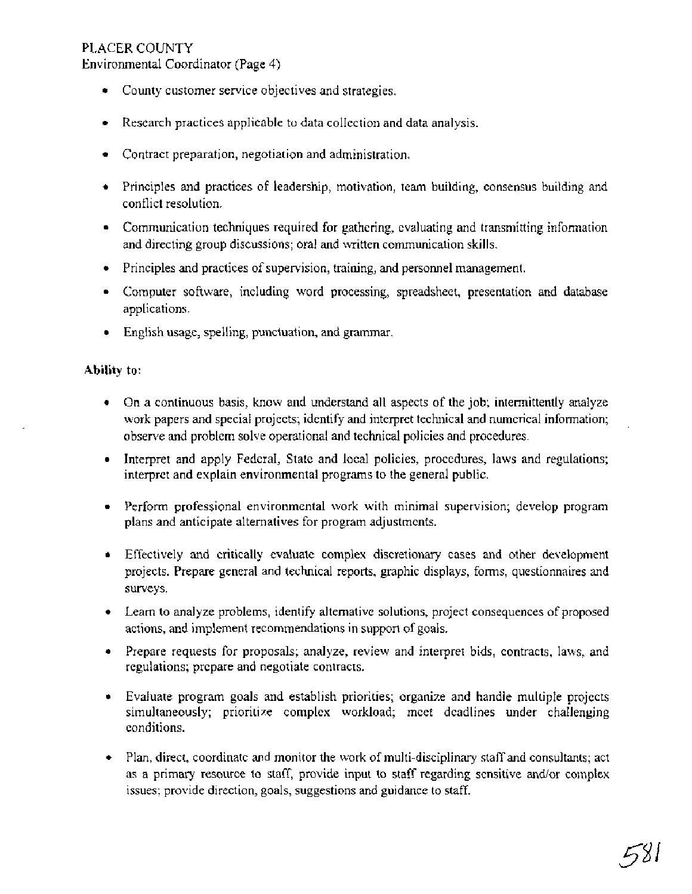- County customer service objectives and strategies.
- Research practices applicable to data collection and data analysis.
- Contract preparation, negotiation and administration.
- Principles and practices of leadership, motivation, team building, consensus building and conflict resolution.
- Communication techniques required for gathering, evaluating and transmitting information and directing group discussions; oral and written communication skills.
- Principles and practices of supervision, training, and personnel management.
- Computer software, including word processing, spreadsheet, presentation and database applications.
- English usage, spelling, punctuation, and grammar.

**Ability** to:

- On a continuous basis, know and understand all aspects of the job; intermittently analyze work papers and special projects; identify and interpret technical and numerical information; observe and problem solve operational and technical policies and procedures.
- Interpret and apply Federal, State and local policies, procedures, laws and regulations; interpret and explain environmental programs to the general public.
- Perform professional environmental work with minimal supervision; develop program plans and anticipate alternatives for program adjustments.
- Effectively and critically evaluate complex discretionary cases and other development projects. Prepare general and technical reports, graphic displays, forms, questionnaires and surveys.
- Learn to analyze problems, identify alternative solutions, project consequences of proposed actions, and implement recommendations in support of goals.
- Prepare requests for proposals; analyze, review and interpret bids, contracts, laws, and regulations; prepare and negotiate contracts.
- Evaluate program goals and establish priorities; organize and handle multiple projects simultaneously; prioritize complex workload; meet deadlines under challenging conditions.
- Plan, direct, coordinate and monitor the work of multi-disciplinary staff and consultants; act as a primary resource to staff, provide input to staff regarding sensitive and/or complex issues; provide direction, goals, suggestions and guidance to staff.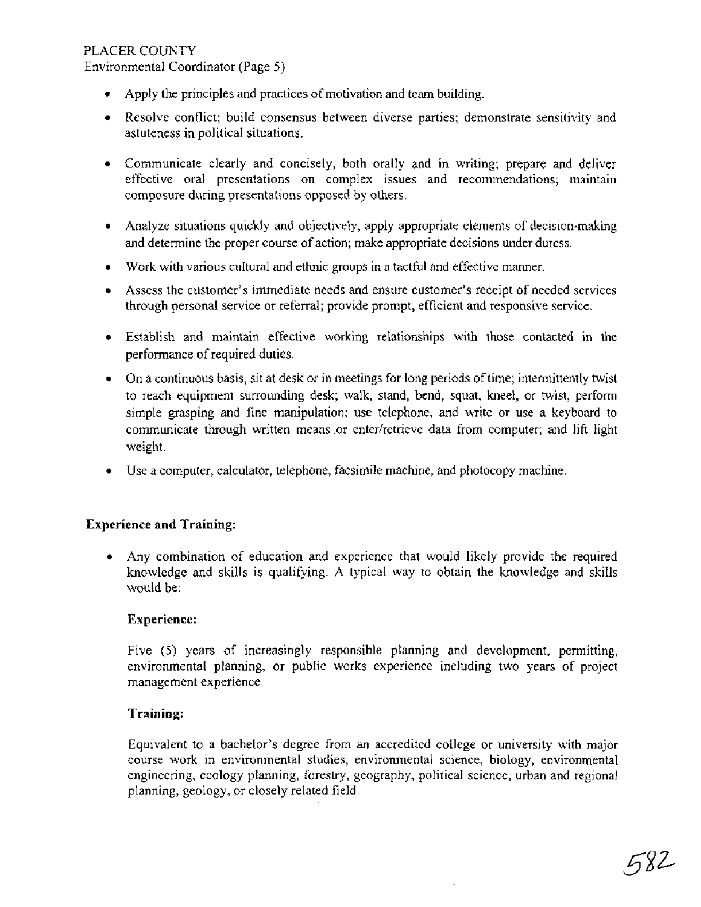- Apply the principles and practices of motivation and team building.
- Resolve conflict; build consensus between diverse parties; demonstrate sensitivity and astuteness in political situations.
- Communicate clearly and concisely, both orally and in writing; prepare and deliver effective oral presentations on complex issues and recommendations; maintain composure during presentations opposed by others.
- Analyze situations quickly and objectively, apply appropriate elements of decision-making and determine the proper course of action; make appropriate decisions under duress.
- Work with various cultural and ethnic groups in a tactful and effective manner.
- Assess the customer's immediate needs and ensure customer's receipt of needed services through personal service or referral; provide prompt, efficient and responsive service.
- Establish and maintain effective working relationships with those contacted in the performance of required duties.
- On a continuous basis, sit at desk or in meetings for long periods of time; intermittently twist to reach equipment surrounding desk; walk, stand, bend, squat, kneel, or twist, perform simple grasping and fine manipulation; use telephone, and write or use a keyboard to communicate through written means or enter/retrieve data from computer; and lift light weight.
- Use a computer, calculator, telephone, facsimile machine, and photocopy machine.

**Experience and Training:**

- Any combination of education and experience that would likely provide the required knowledge and skills is qualifying. A typical way to obtain the knowledge and skills would be:

  **Experience:**

  Five (5) years of increasingly responsible planning and development, permitting, environmental planning, or public works experience including two years of project management experience.

  **Training:**

  Equivalent to a bachelor's degree from an accredited college or university with major course work in environmental studies, environmental science, biology, environmental engineering, ecology planning, forestry, geography, political science, urban and regional planning, geology, or closely related field.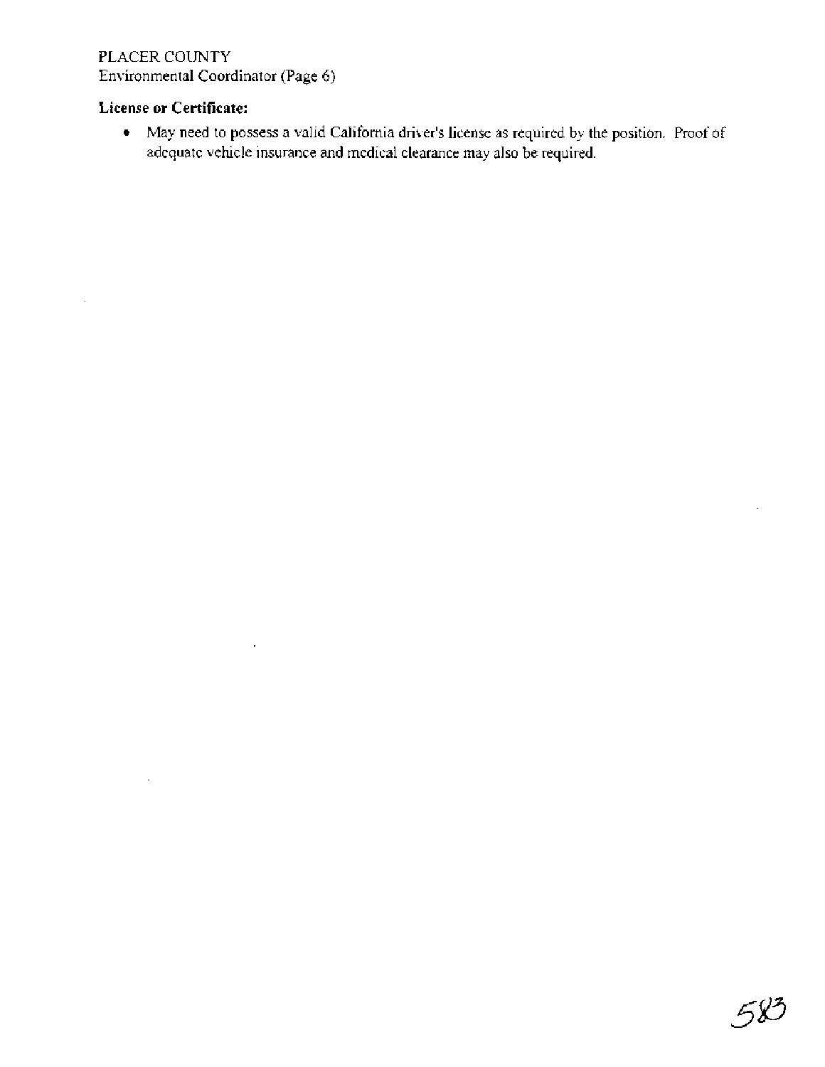**License or Certificate:**

- May need to possess a valid California driver's license as required by the position. Proof of adequate vehicle insurance and medical clearance may also be required.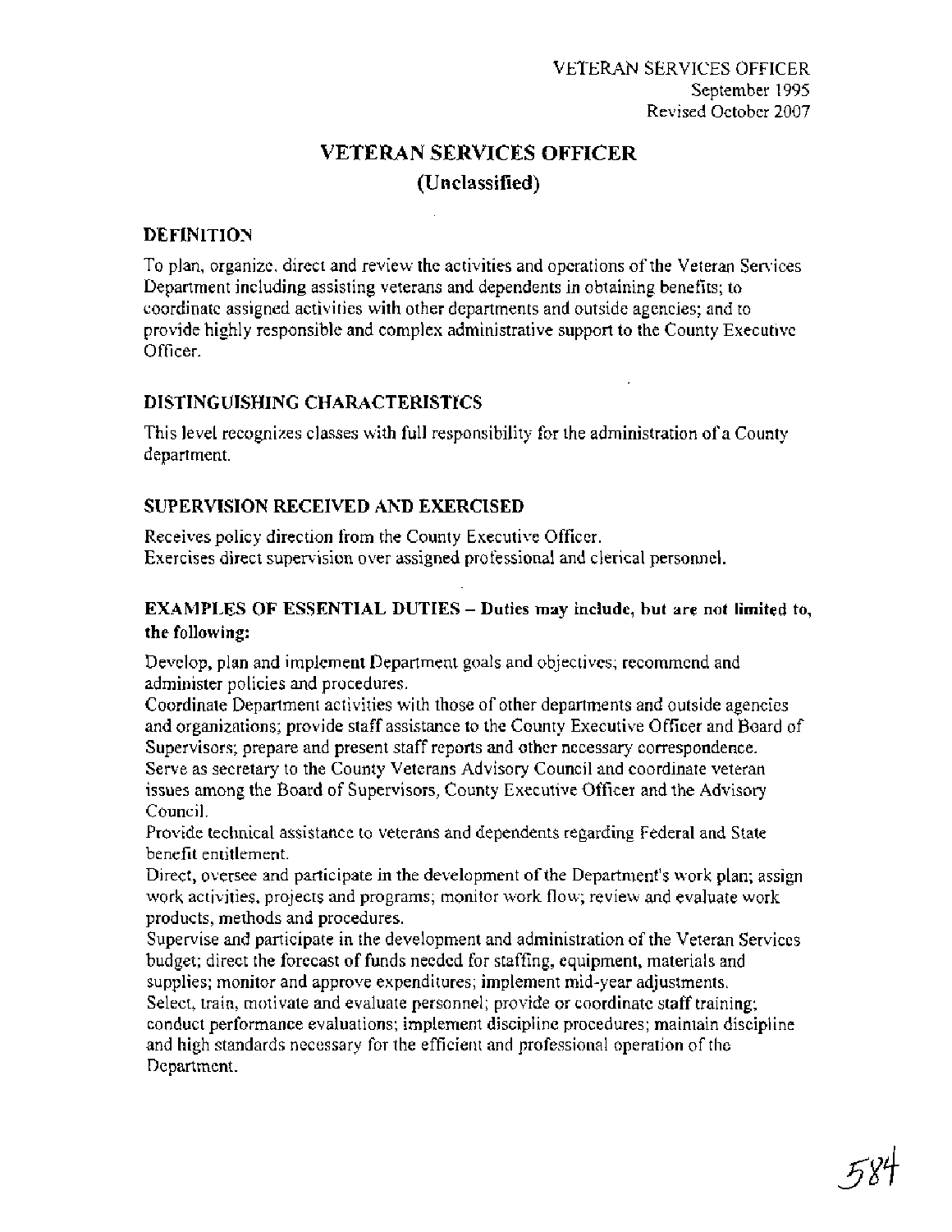VETERAN SERVICES OFFICER
September 1995
Revised October 2007

# VETERAN SERVICES OFFICER
## (Unclassified)

### DEFINITION

To plan, organize, direct and review the activities and operations of the Veteran Services Department including assisting veterans and dependents in obtaining benefits; to coordinate assigned activities with other departments and outside agencies; and to provide highly responsible and complex administrative support to the County Executive Officer.

### DISTINGUISHING CHARACTERISTICS

This level recognizes classes with full responsibility for the administration of a County department.

### SUPERVISION RECEIVED AND EXERCISED

Receives policy direction from the County Executive Officer.
Exercises direct supervision over assigned professional and clerical personnel.

### EXAMPLES OF ESSENTIAL DUTIES – Duties may include, but are not limited to, the following:

Develop, plan and implement Department goals and objectives; recommend and administer policies and procedures.
Coordinate Department activities with those of other departments and outside agencies and organizations; provide staff assistance to the County Executive Officer and Board of Supervisors; prepare and present staff reports and other necessary correspondence.
Serve as secretary to the County Veterans Advisory Council and coordinate veteran issues among the Board of Supervisors, County Executive Officer and the Advisory Council.
Provide technical assistance to veterans and dependents regarding Federal and State benefit entitlement.
Direct, oversee and participate in the development of the Department's work plan; assign work activities, projects and programs; monitor work flow; review and evaluate work products, methods and procedures.
Supervise and participate in the development and administration of the Veteran Services budget; direct the forecast of funds needed for staffing, equipment, materials and supplies; monitor and approve expenditures; implement mid-year adjustments.
Select, train, motivate and evaluate personnel; provide or coordinate staff training; conduct performance evaluations; implement discipline procedures; maintain discipline and high standards necessary for the efficient and professional operation of the Department.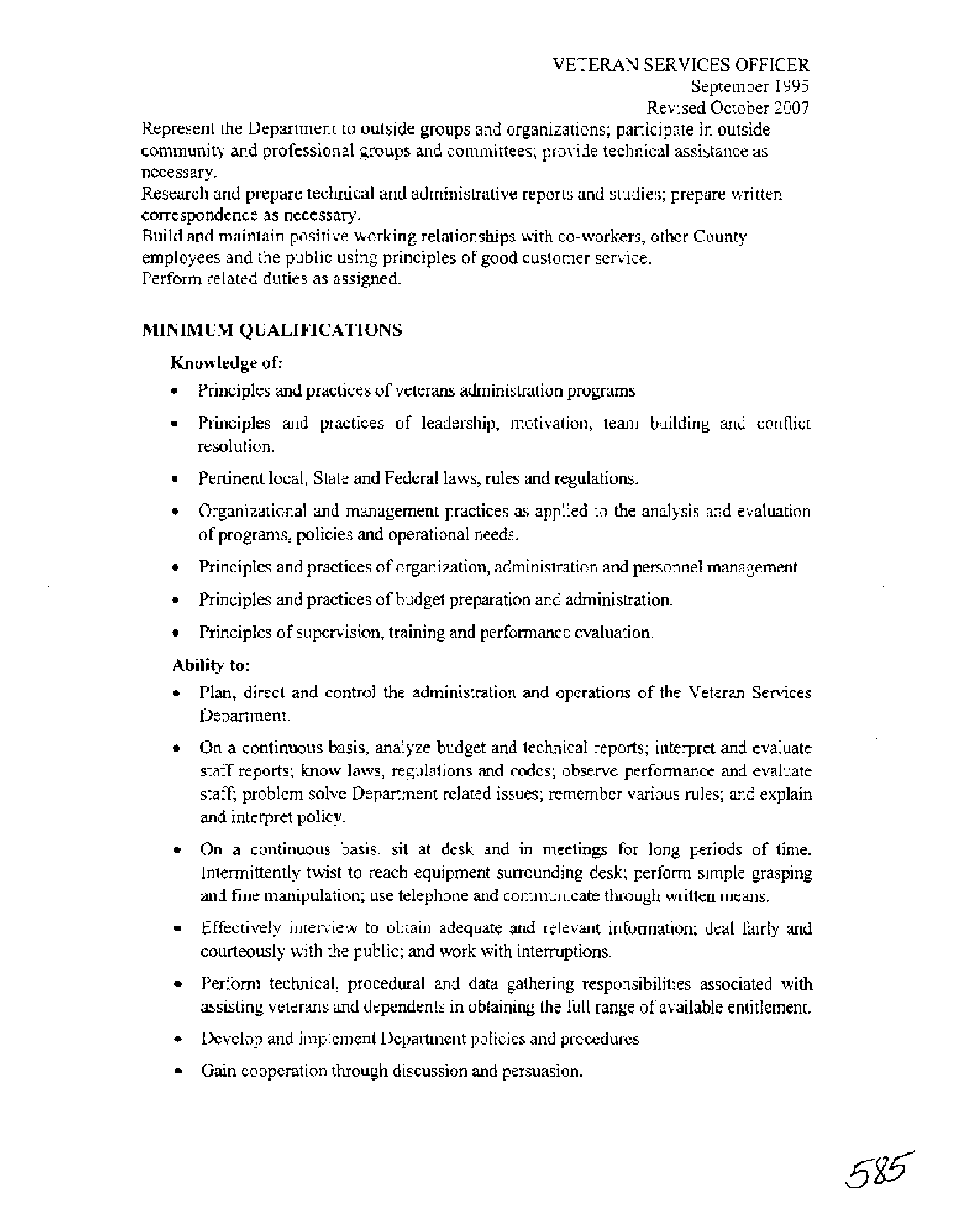Represent the Department to outside groups and organizations; participate in outside community and professional groups and committees; provide technical assistance as necessary.

Research and prepare technical and administrative reports and studies; prepare written correspondence as necessary.

Build and maintain positive working relationships with co-workers, other County employees and the public using principles of good customer service.

Perform related duties as assigned.

## MINIMUM QUALIFICATIONS

**Knowledge of:**

- Principles and practices of veterans administration programs.
- Principles and practices of leadership, motivation, team building and conflict resolution.
- Pertinent local, State and Federal laws, rules and regulations.
- Organizational and management practices as applied to the analysis and evaluation of programs, policies and operational needs.
- Principles and practices of organization, administration and personnel management.
- Principles and practices of budget preparation and administration.
- Principles of supervision, training and performance evaluation.

**Ability to:**

- Plan, direct and control the administration and operations of the Veteran Services Department.
- On a continuous basis, analyze budget and technical reports; interpret and evaluate staff reports; know laws, regulations and codes; observe performance and evaluate staff; problem solve Department related issues; remember various rules; and explain and interpret policy.
- On a continuous basis, sit at desk and in meetings for long periods of time. Intermittently twist to reach equipment surrounding desk; perform simple grasping and fine manipulation; use telephone and communicate through written means.
- Effectively interview to obtain adequate and relevant information; deal fairly and courteously with the public; and work with interruptions.
- Perform technical, procedural and data gathering responsibilities associated with assisting veterans and dependents in obtaining the full range of available entitlement.
- Develop and implement Department policies and procedures.
- Gain cooperation through discussion and persuasion.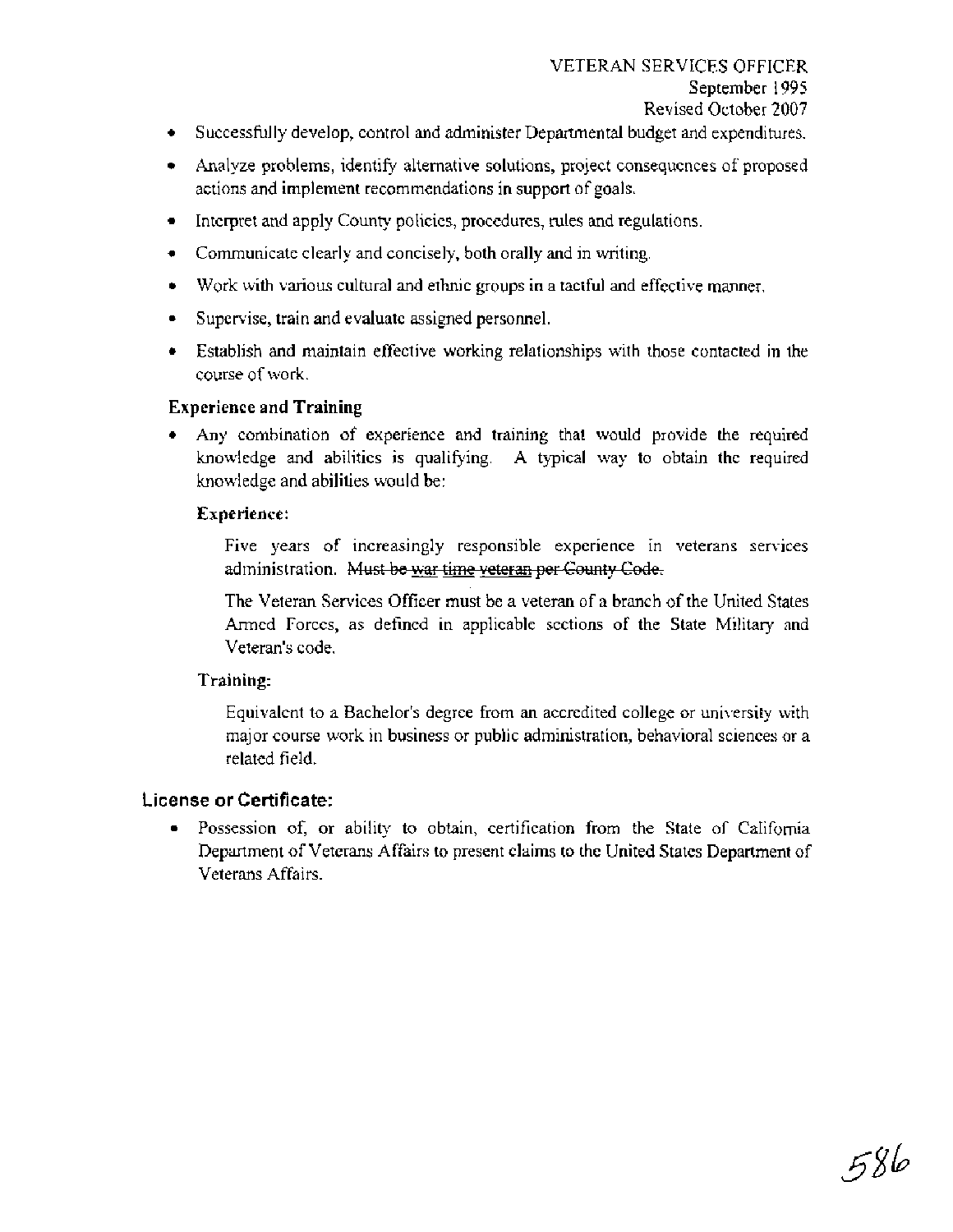- Successfully develop, control and administer Departmental budget and expenditures.
- Analyze problems, identify alternative solutions, project consequences of proposed actions and implement recommendations in support of goals.
- Interpret and apply County policies, procedures, rules and regulations.
- Communicate clearly and concisely, both orally and in writing.
- Work with various cultural and ethnic groups in a tactful and effective manner.
- Supervise, train and evaluate assigned personnel.
- Establish and maintain effective working relationships with those contacted in the course of work.

### Experience and Training

- Any combination of experience and training that would provide the required knowledge and abilities is qualifying. A typical way to obtain the required knowledge and abilities would be:

**Experience:**

Five years of increasingly responsible experience in veterans services administration. ~~Must be war time veteran per County Code.~~

The Veteran Services Officer must be a veteran of a branch of the United States Armed Forces, as defined in applicable sections of the State Military and Veteran's code.

**Training:**

Equivalent to a Bachelor's degree from an accredited college or university with major course work in business or public administration, behavioral sciences or a related field.

### License or Certificate:

- Possession of, or ability to obtain, certification from the State of California Department of Veterans Affairs to present claims to the United States Department of Veterans Affairs.